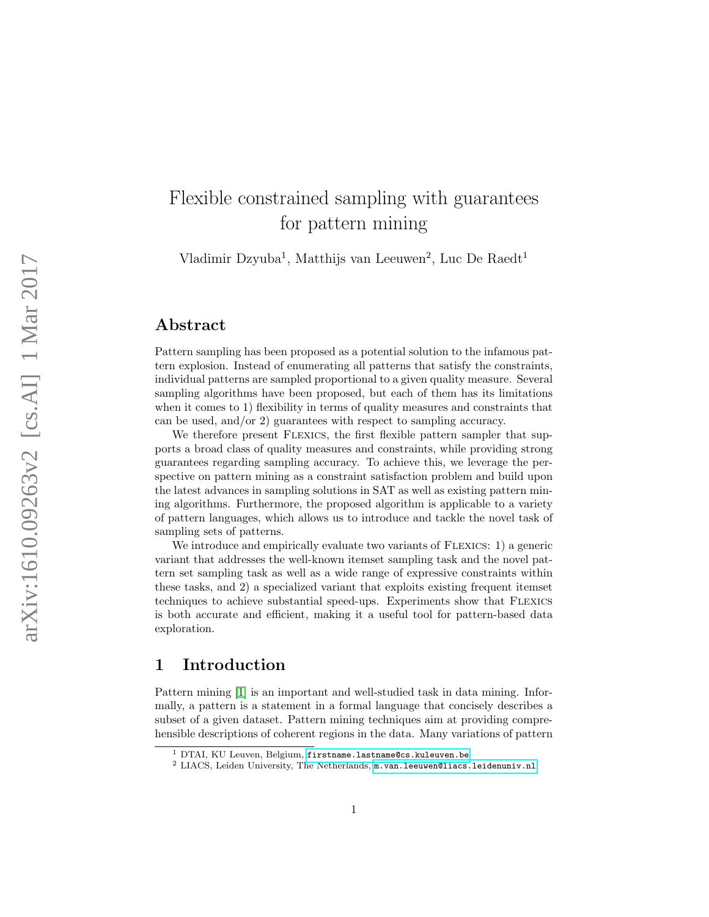# Flexible constrained sampling with guarantees for pattern mining

Vladimir Dzyuba[1], Matthijs van Leeuwen[2], Luc De Raedt[1]

## Abstract

Pattern sampling has been proposed as a potential solution to the infamous pattern explosion. Instead of enumerating all patterns that satisfy the constraints, individual patterns are sampled proportional to a given quality measure. Several sampling algorithms have been proposed, but each of them has its limitations when it comes to 1) flexibility in terms of quality measures and constraints that can be used, and/or 2) guarantees with respect to sampling accuracy.

We therefore present FLEXICS, the first flexible pattern sampler that supports a broad class of quality measures and constraints, while providing strong guarantees regarding sampling accuracy. To achieve this, we leverage the perspective on pattern mining as a constraint satisfaction problem and build upon the latest advances in sampling solutions in SAT as well as existing pattern mining algorithms. Furthermore, the proposed algorithm is applicable to a variety of pattern languages, which allows us to introduce and tackle the novel task of sampling sets of patterns.

We introduce and empirically evaluate two variants of FLEXICS: 1) a generic variant that addresses the well-known itemset sampling task and the novel pattern set sampling task as well as a wide range of expressive constraints within these tasks, and 2) a specialized variant that exploits existing frequent itemset techniques to achieve substantial speed-ups. Experiments show that FLEXICS is both accurate and efficient, making it a useful tool for pattern-based data exploration.

## 1 Introduction

Pattern mining [1] is an important and well-studied task in data mining. Informally, a pattern is a statement in a formal language that concisely describes a subset of a given dataset. Pattern mining techniques aim at providing comprehensible descriptions of coherent regions in the data. Many variations of pattern

[1] DTAI, KU Leuven, Belgium, firstname.lastname@cs.kuleuven.be

[2] LIACS, Leiden University, The Netherlands, m.van.leeuwen@liacs.leidenuniv.nl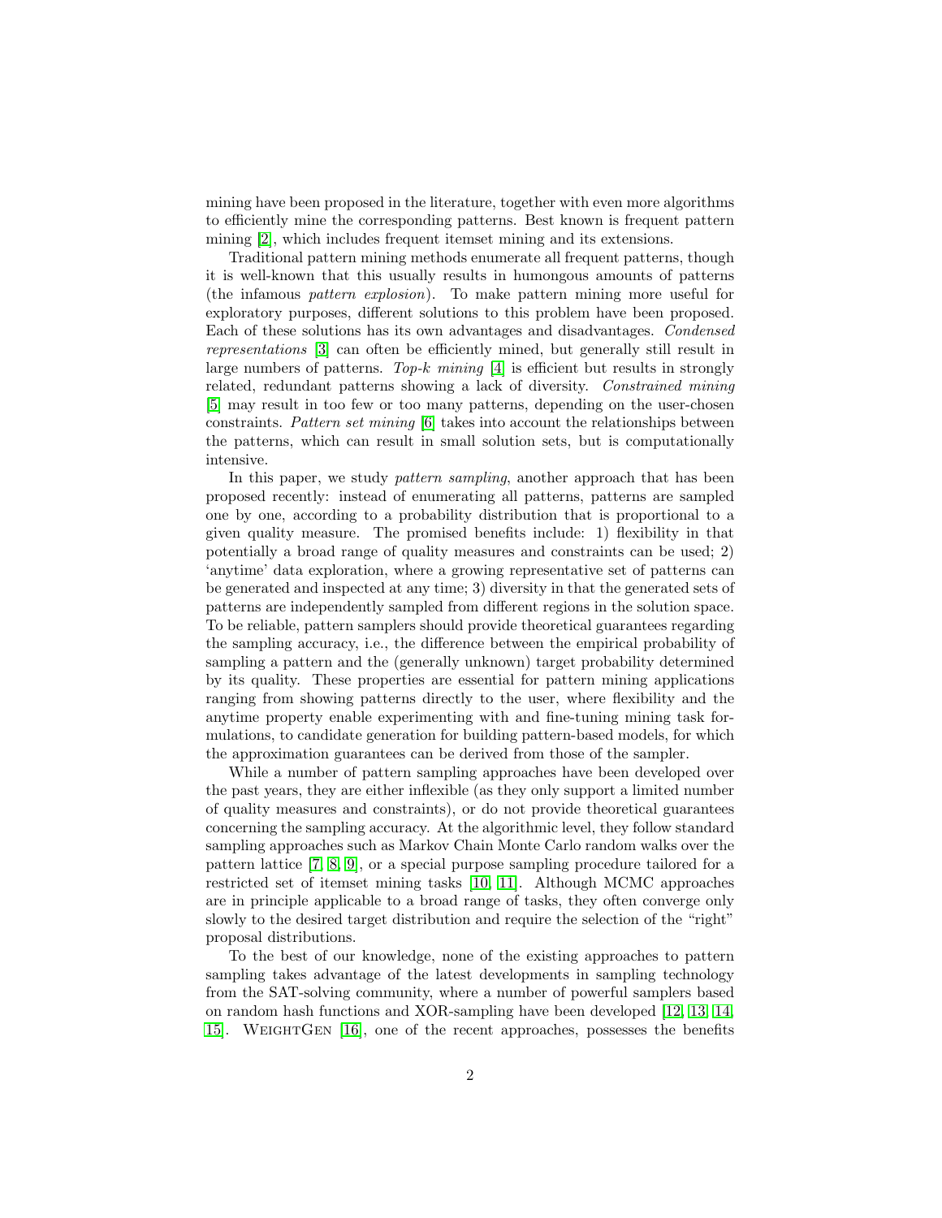mining have been proposed in the literature, together with even more algorithms to efficiently mine the corresponding patterns. Best known is frequent pattern mining [2], which includes frequent itemset mining and its extensions.

Traditional pattern mining methods enumerate all frequent patterns, though it is well-known that this usually results in humongous amounts of patterns (the infamous *pattern explosion*). To make pattern mining more useful for exploratory purposes, different solutions to this problem have been proposed. Each of these solutions has its own advantages and disadvantages. *Condensed representations* [3] can often be efficiently mined, but generally still result in large numbers of patterns. *Top-k mining* [4] is efficient but results in strongly related, redundant patterns showing a lack of diversity. *Constrained mining* [5] may result in too few or too many patterns, depending on the user-chosen constraints. *Pattern set mining* [6] takes into account the relationships between the patterns, which can result in small solution sets, but is computationally intensive.

In this paper, we study *pattern sampling*, another approach that has been proposed recently: instead of enumerating all patterns, patterns are sampled one by one, according to a probability distribution that is proportional to a given quality measure. The promised benefits include: 1) flexibility in that potentially a broad range of quality measures and constraints can be used; 2) 'anytime' data exploration, where a growing representative set of patterns can be generated and inspected at any time; 3) diversity in that the generated sets of patterns are independently sampled from different regions in the solution space. To be reliable, pattern samplers should provide theoretical guarantees regarding the sampling accuracy, i.e., the difference between the empirical probability of sampling a pattern and the (generally unknown) target probability determined by its quality. These properties are essential for pattern mining applications ranging from showing patterns directly to the user, where flexibility and the anytime property enable experimenting with and fine-tuning mining task formulations, to candidate generation for building pattern-based models, for which the approximation guarantees can be derived from those of the sampler.

While a number of pattern sampling approaches have been developed over the past years, they are either inflexible (as they only support a limited number of quality measures and constraints), or do not provide theoretical guarantees concerning the sampling accuracy. At the algorithmic level, they follow standard sampling approaches such as Markov Chain Monte Carlo random walks over the pattern lattice [7, 8, 9], or a special purpose sampling procedure tailored for a restricted set of itemset mining tasks [10, 11]. Although MCMC approaches are in principle applicable to a broad range of tasks, they often converge only slowly to the desired target distribution and require the selection of the "right" proposal distributions.

To the best of our knowledge, none of the existing approaches to pattern sampling takes advantage of the latest developments in sampling technology from the SAT-solving community, where a number of powerful samplers based on random hash functions and XOR-sampling have been developed [12, 13, 14, 15]. WeightGen [16], one of the recent approaches, possesses the benefits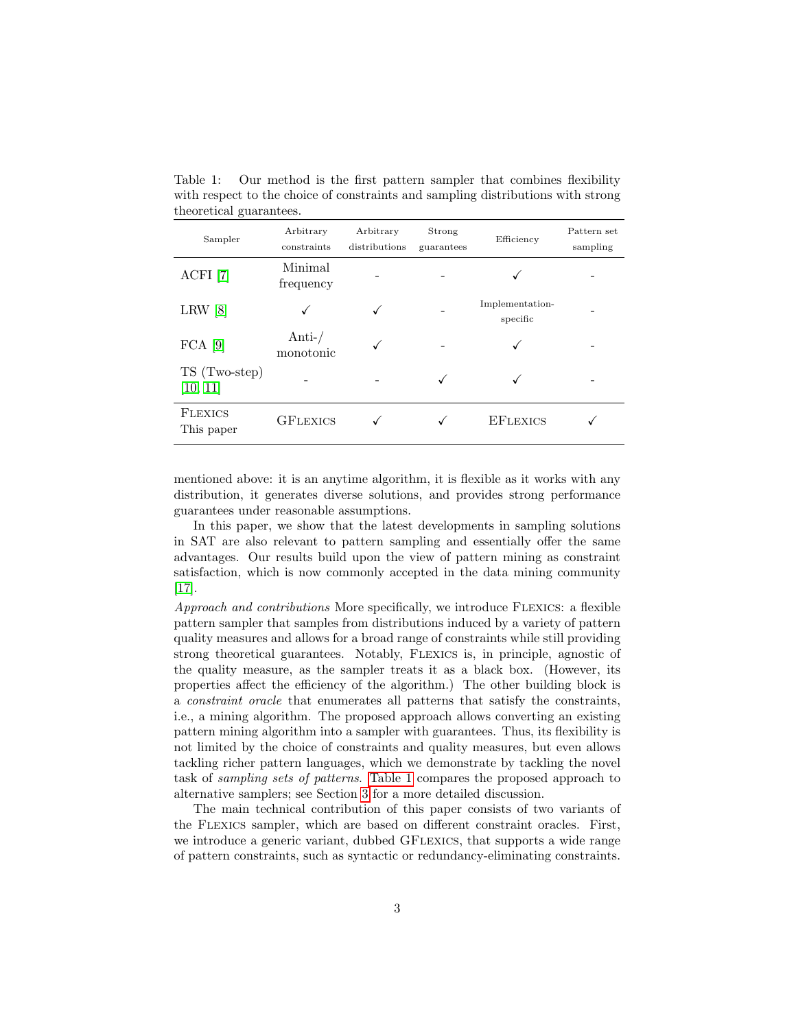Table 1: Our method is the first pattern sampler that combines flexibility with respect to the choice of constraints and sampling distributions with strong theoretical guarantees.

| Sampler | Arbitrary constraints | Arbitrary distributions | Strong guarantees | Efficiency | Pattern set sampling |
|---|---|---|---|---|---|
| ACFI [7] | Minimal frequency | - | - | ✓ | - |
| LRW [8] | ✓ | ✓ | - | Implementation-specific | - |
| FCA [9] | Anti-/ monotonic | ✓ | - | ✓ | - |
| TS (Two-step) [10, 11] | - | - | ✓ | ✓ | - |
| FLEXICS This paper | GFLEXICS | ✓ | ✓ | EFLEXICS | ✓ |

mentioned above: it is an anytime algorithm, it is flexible as it works with any distribution, it generates diverse solutions, and provides strong performance guarantees under reasonable assumptions.

In this paper, we show that the latest developments in sampling solutions in SAT are also relevant to pattern sampling and essentially offer the same advantages. Our results build upon the view of pattern mining as constraint satisfaction, which is now commonly accepted in the data mining community [17].

*Approach and contributions* More specifically, we introduce FLEXICS: a flexible pattern sampler that samples from distributions induced by a variety of pattern quality measures and allows for a broad range of constraints while still providing strong theoretical guarantees. Notably, FLEXICS is, in principle, agnostic of the quality measure, as the sampler treats it as a black box. (However, its properties affect the efficiency of the algorithm.) The other building block is a *constraint oracle* that enumerates all patterns that satisfy the constraints, i.e., a mining algorithm. The proposed approach allows converting an existing pattern mining algorithm into a sampler with guarantees. Thus, its flexibility is not limited by the choice of constraints and quality measures, but even allows tackling richer pattern languages, which we demonstrate by tackling the novel task of *sampling sets of patterns*. Table 1 compares the proposed approach to alternative samplers; see Section 3 for a more detailed discussion.

The main technical contribution of this paper consists of two variants of the FLEXICS sampler, which are based on different constraint oracles. First, we introduce a generic variant, dubbed GFLEXICS, that supports a wide range of pattern constraints, such as syntactic or redundancy-eliminating constraints.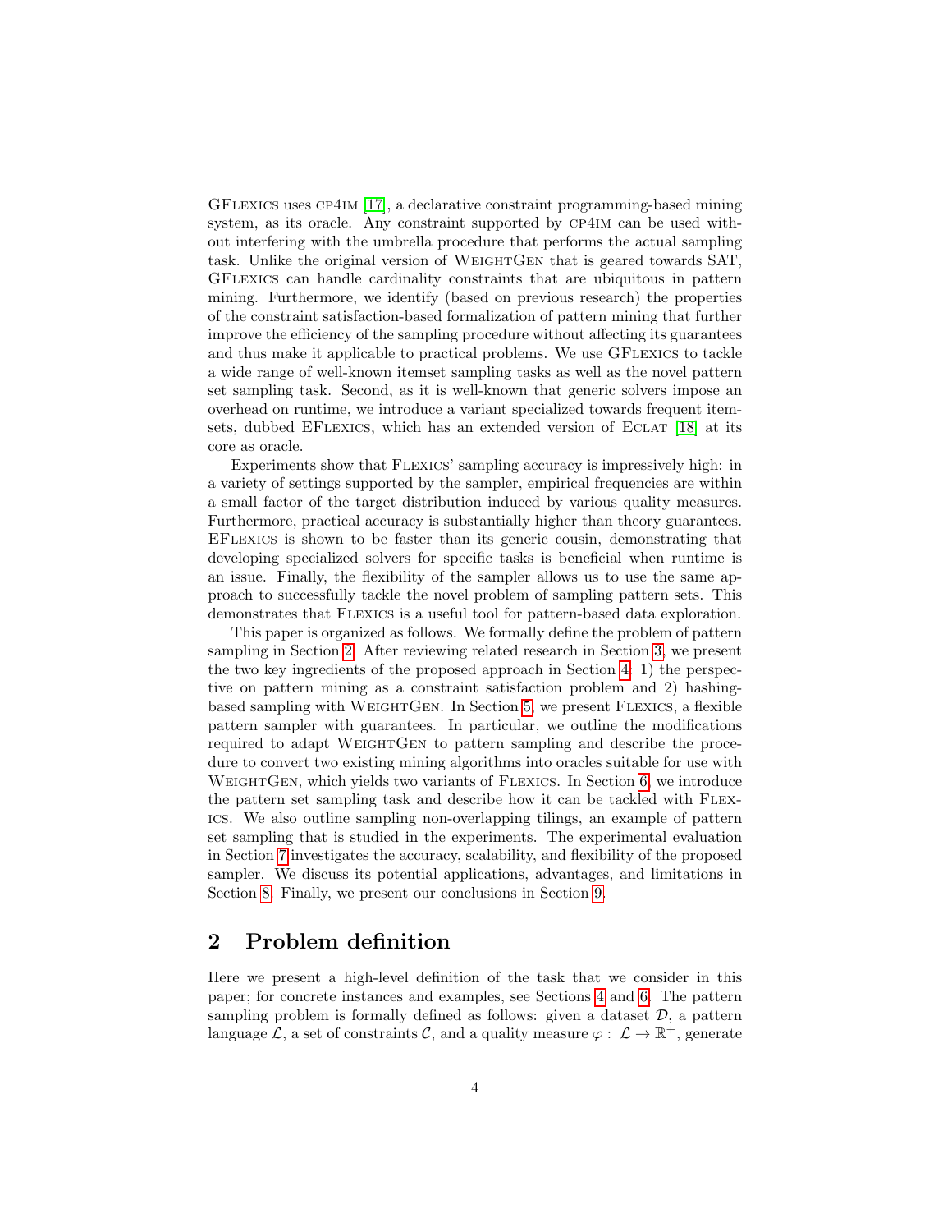GFlexics uses cp4im [17], a declarative constraint programming-based mining system, as its oracle. Any constraint supported by cp4im can be used without interfering with the umbrella procedure that performs the actual sampling task. Unlike the original version of WeightGen that is geared towards SAT, GFlexics can handle cardinality constraints that are ubiquitous in pattern mining. Furthermore, we identify (based on previous research) the properties of the constraint satisfaction-based formalization of pattern mining that further improve the efficiency of the sampling procedure without affecting its guarantees and thus make it applicable to practical problems. We use GFlexics to tackle a wide range of well-known itemset sampling tasks as well as the novel pattern set sampling task. Second, as it is well-known that generic solvers impose an overhead on runtime, we introduce a variant specialized towards frequent itemsets, dubbed EFlexics, which has an extended version of Eclat [18] at its core as oracle.

Experiments show that Flexics' sampling accuracy is impressively high: in a variety of settings supported by the sampler, empirical frequencies are within a small factor of the target distribution induced by various quality measures. Furthermore, practical accuracy is substantially higher than theory guarantees. EFlexics is shown to be faster than its generic cousin, demonstrating that developing specialized solvers for specific tasks is beneficial when runtime is an issue. Finally, the flexibility of the sampler allows us to use the same approach to successfully tackle the novel problem of sampling pattern sets. This demonstrates that Flexics is a useful tool for pattern-based data exploration.

This paper is organized as follows. We formally define the problem of pattern sampling in Section 2. After reviewing related research in Section 3, we present the two key ingredients of the proposed approach in Section 4: 1) the perspective on pattern mining as a constraint satisfaction problem and 2) hashing-based sampling with WeightGen. In Section 5, we present Flexics, a flexible pattern sampler with guarantees. In particular, we outline the modifications required to adapt WeightGen to pattern sampling and describe the procedure to convert two existing mining algorithms into oracles suitable for use with WeightGen, which yields two variants of Flexics. In Section 6, we introduce the pattern set sampling task and describe how it can be tackled with Flexics. We also outline sampling non-overlapping tilings, an example of pattern set sampling that is studied in the experiments. The experimental evaluation in Section 7 investigates the accuracy, scalability, and flexibility of the proposed sampler. We discuss its potential applications, advantages, and limitations in Section 8. Finally, we present our conclusions in Section 9.

## 2 Problem definition

Here we present a high-level definition of the task that we consider in this paper; for concrete instances and examples, see Sections 4 and 6. The pattern sampling problem is formally defined as follows: given a dataset $\mathcal{D}$, a pattern language $\mathcal{L}$, a set of constraints $\mathcal{C}$, and a quality measure $\varphi : \mathcal{L} \to \mathbb{R}^+$, generate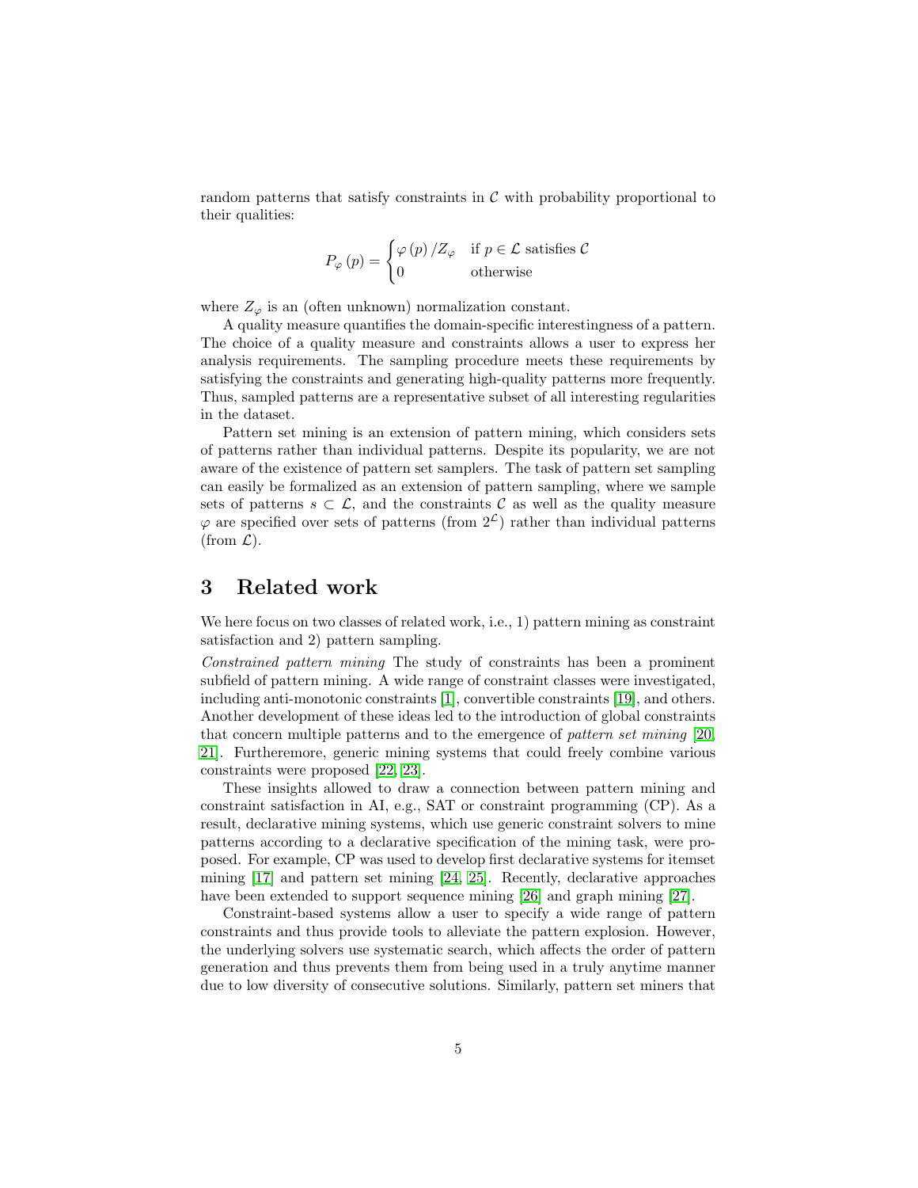random patterns that satisfy constraints in $\mathcal{C}$ with probability proportional to their qualities:

$$P_{\varphi}(p) = \begin{cases} \varphi(p)/Z_{\varphi} & \text{if } p \in \mathcal{L} \text{ satisfies } \mathcal{C} \\ 0 & \text{otherwise} \end{cases}$$

where $Z_{\varphi}$ is an (often unknown) normalization constant.

A quality measure quantifies the domain-specific interestingness of a pattern. The choice of a quality measure and constraints allows a user to express her analysis requirements. The sampling procedure meets these requirements by satisfying the constraints and generating high-quality patterns more frequently. Thus, sampled patterns are a representative subset of all interesting regularities in the dataset.

Pattern set mining is an extension of pattern mining, which considers sets of patterns rather than individual patterns. Despite its popularity, we are not aware of the existence of pattern set samplers. The task of pattern set sampling can easily be formalized as an extension of pattern sampling, where we sample sets of patterns $s \subset \mathcal{L}$, and the constraints $\mathcal{C}$ as well as the quality measure $\varphi$ are specified over sets of patterns (from $2^{\mathcal{L}}$) rather than individual patterns (from $\mathcal{L}$).

## 3 Related work

We here focus on two classes of related work, i.e., 1) pattern mining as constraint satisfaction and 2) pattern sampling.

*Constrained pattern mining* The study of constraints has been a prominent subfield of pattern mining. A wide range of constraint classes were investigated, including anti-monotonic constraints [1], convertible constraints [19], and others. Another development of these ideas led to the introduction of global constraints that concern multiple patterns and to the emergence of *pattern set mining* [20, 21]. Furtheremore, generic mining systems that could freely combine various constraints were proposed [22, 23].

These insights allowed to draw a connection between pattern mining and constraint satisfaction in AI, e.g., SAT or constraint programming (CP). As a result, declarative mining systems, which use generic constraint solvers to mine patterns according to a declarative specification of the mining task, were proposed. For example, CP was used to develop first declarative systems for itemset mining [17] and pattern set mining [24, 25]. Recently, declarative approaches have been extended to support sequence mining [26] and graph mining [27].

Constraint-based systems allow a user to specify a wide range of pattern constraints and thus provide tools to alleviate the pattern explosion. However, the underlying solvers use systematic search, which affects the order of pattern generation and thus prevents them from being used in a truly anytime manner due to low diversity of consecutive solutions. Similarly, pattern set miners that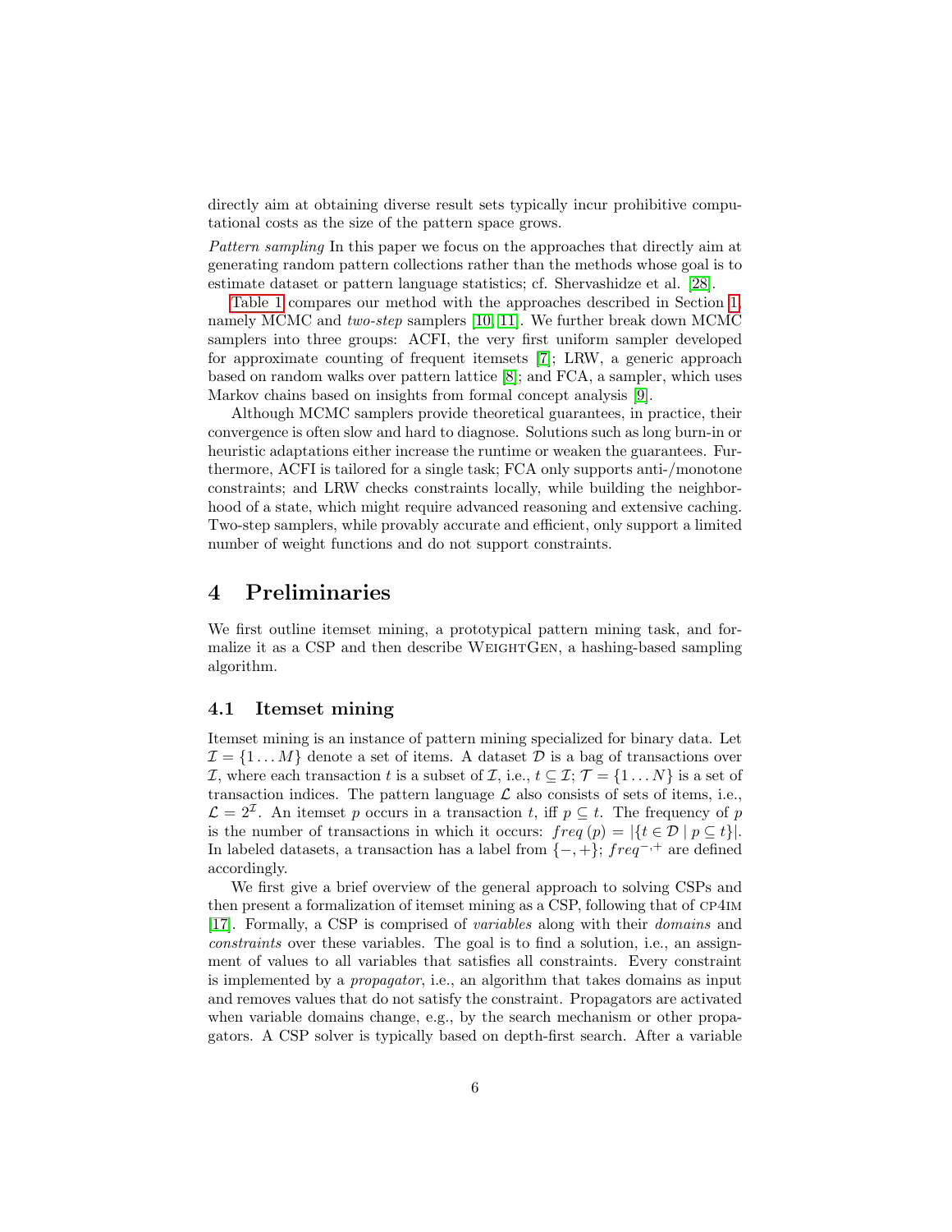directly aim at obtaining diverse result sets typically incur prohibitive computational costs as the size of the pattern space grows.

*Pattern sampling* In this paper we focus on the approaches that directly aim at generating random pattern collections rather than the methods whose goal is to estimate dataset or pattern language statistics; cf. Shervashidze et al. [28].

Table 1 compares our method with the approaches described in Section 1, namely MCMC and *two-step* samplers [10, 11]. We further break down MCMC samplers into three groups: ACFI, the very first uniform sampler developed for approximate counting of frequent itemsets [7]; LRW, a generic approach based on random walks over pattern lattice [8]; and FCA, a sampler, which uses Markov chains based on insights from formal concept analysis [9].

Although MCMC samplers provide theoretical guarantees, in practice, their convergence is often slow and hard to diagnose. Solutions such as long burn-in or heuristic adaptations either increase the runtime or weaken the guarantees. Furthermore, ACFI is tailored for a single task; FCA only supports anti-/monotone constraints; and LRW checks constraints locally, while building the neighborhood of a state, which might require advanced reasoning and extensive caching. Two-step samplers, while provably accurate and efficient, only support a limited number of weight functions and do not support constraints.

# 4 Preliminaries

We first outline itemset mining, a prototypical pattern mining task, and formalize it as a CSP and then describe WeightGen, a hashing-based sampling algorithm.

## 4.1 Itemset mining

Itemset mining is an instance of pattern mining specialized for binary data. Let $\mathcal{I} = \{1 \dots M\}$ denote a set of items. A dataset $\mathcal{D}$ is a bag of transactions over $\mathcal{I}$, where each transaction $t$ is a subset of $\mathcal{I}$, i.e., $t \subseteq \mathcal{I}$; $\mathcal{T} = \{1 \dots N\}$ is a set of transaction indices. The pattern language $\mathcal{L}$ also consists of sets of items, i.e., $\mathcal{L} = 2^{\mathcal{I}}$. An itemset $p$ occurs in a transaction $t$, iff $p \subseteq t$. The frequency of $p$ is the number of transactions in which it occurs: $freq\,(p) = |\{t \in \mathcal{D} \mid p \subseteq t\}|$. In labeled datasets, a transaction has a label from $\{-, +\}$; $freq^{-,+}$ are defined accordingly.

We first give a brief overview of the general approach to solving CSPs and then present a formalization of itemset mining as a CSP, following that of CP4IM [17]. Formally, a CSP is comprised of *variables* along with their *domains* and *constraints* over these variables. The goal is to find a solution, i.e., an assignment of values to all variables that satisfies all constraints. Every constraint is implemented by a *propagator*, i.e., an algorithm that takes domains as input and removes values that do not satisfy the constraint. Propagators are activated when variable domains change, e.g., by the search mechanism or other propagators. A CSP solver is typically based on depth-first search. After a variable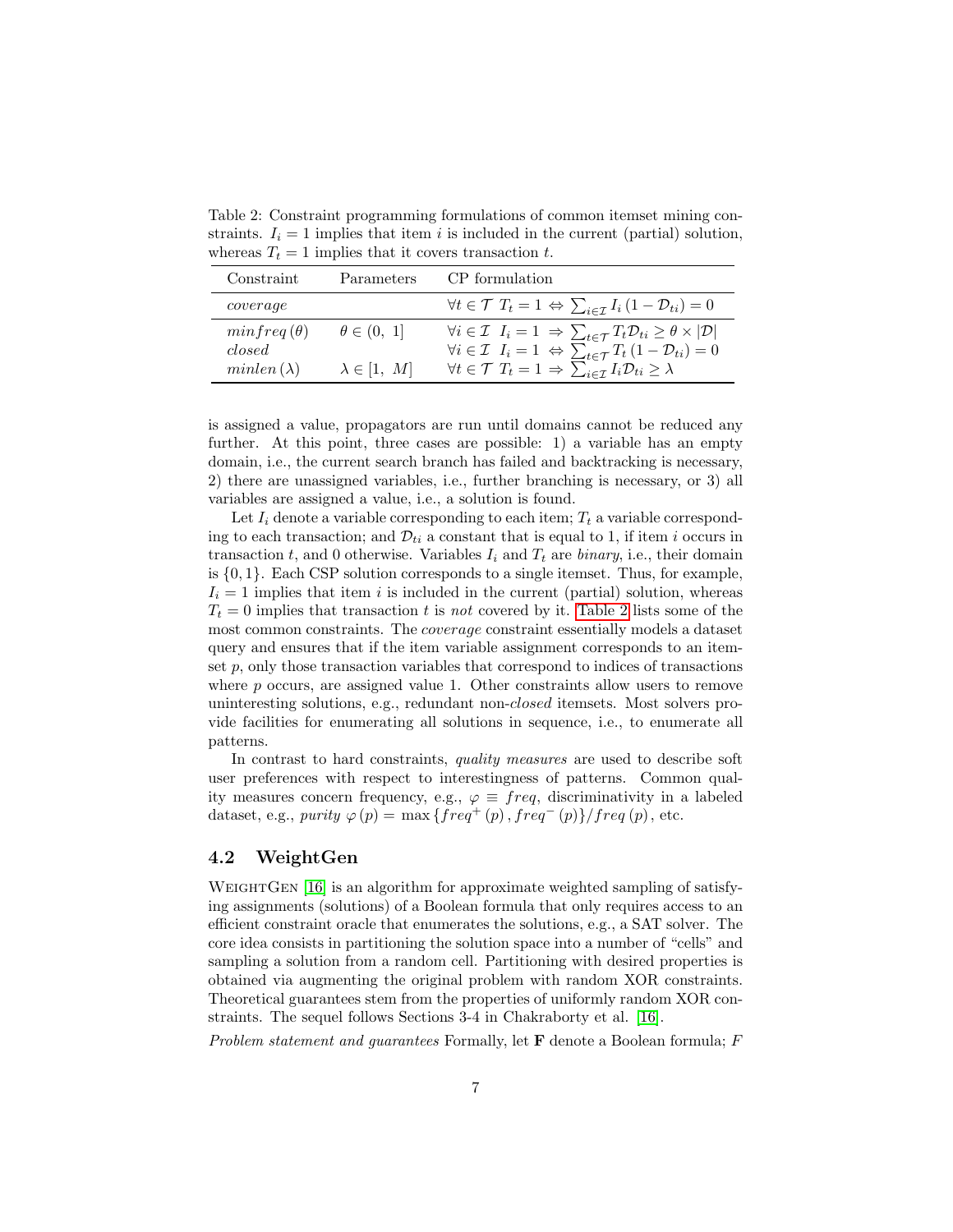Table 2: Constraint programming formulations of common itemset mining constraints. $I_i = 1$ implies that item $i$ is included in the current (partial) solution, whereas $T_t = 1$ implies that it covers transaction $t$.

| Constraint | Parameters | CP formulation |
| --- | --- | --- |
| *coverage* | | $\forall t \in \mathcal{T}\ T_t = 1 \Leftrightarrow \sum_{i \in \mathcal{I}} I_i (1 - \mathcal{D}_{ti}) = 0$ |
| $minfreq\,(\theta)$ | $\theta \in (0,\ 1]$ | $\forall i \in \mathcal{I}\ \ I_i = 1\ \Rightarrow \sum_{t \in \mathcal{T}} T_t \mathcal{D}_{ti} \geq \theta \times \lvert\mathcal{D}\rvert$ |
| *closed* | | $\forall i \in \mathcal{I}\ \ I_i = 1\ \Leftrightarrow \sum_{t \in \mathcal{T}} T_t (1 - \mathcal{D}_{ti}) = 0$ |
| $minlen\,(\lambda)$ | $\lambda \in [1,\ M]$ | $\forall t \in \mathcal{T}\ T_t = 1 \Rightarrow \sum_{i \in \mathcal{I}} I_i \mathcal{D}_{ti} \geq \lambda$ |

is assigned a value, propagators are run until domains cannot be reduced any further. At this point, three cases are possible: 1) a variable has an empty domain, i.e., the current search branch has failed and backtracking is necessary, 2) there are unassigned variables, i.e., further branching is necessary, or 3) all variables are assigned a value, i.e., a solution is found.

Let $I_i$ denote a variable corresponding to each item; $T_t$ a variable corresponding to each transaction; and $\mathcal{D}_{ti}$ a constant that is equal to 1, if item $i$ occurs in transaction $t$, and 0 otherwise. Variables $I_i$ and $T_t$ are *binary*, i.e., their domain is $\{0, 1\}$. Each CSP solution corresponds to a single itemset. Thus, for example, $I_i = 1$ implies that item $i$ is included in the current (partial) solution, whereas $T_t = 0$ implies that transaction $t$ is *not* covered by it. Table 2 lists some of the most common constraints. The *coverage* constraint essentially models a dataset query and ensures that if the item variable assignment corresponds to an itemset $p$, only those transaction variables that correspond to indices of transactions where $p$ occurs, are assigned value 1. Other constraints allow users to remove uninteresting solutions, e.g., redundant non-*closed* itemsets. Most solvers provide facilities for enumerating all solutions in sequence, i.e., to enumerate all patterns.

In contrast to hard constraints, *quality measures* are used to describe soft user preferences with respect to interestingness of patterns. Common quality measures concern frequency, e.g., $\varphi \equiv freq$, discriminativity in a labeled dataset, e.g., *purity* $\varphi(p) = \max\{freq^{+}(p), freq^{-}(p)\}/freq(p)$, etc.

### 4.2 WeightGen

WeightGen [16] is an algorithm for approximate weighted sampling of satisfying assignments (solutions) of a Boolean formula that only requires access to an efficient constraint oracle that enumerates the solutions, e.g., a SAT solver. The core idea consists in partitioning the solution space into a number of "cells" and sampling a solution from a random cell. Partitioning with desired properties is obtained via augmenting the original problem with random XOR constraints. Theoretical guarantees stem from the properties of uniformly random XOR constraints. The sequel follows Sections 3-4 in Chakraborty et al. [16].

*Problem statement and guarantees* Formally, let $\mathbf{F}$ denote a Boolean formula; $F$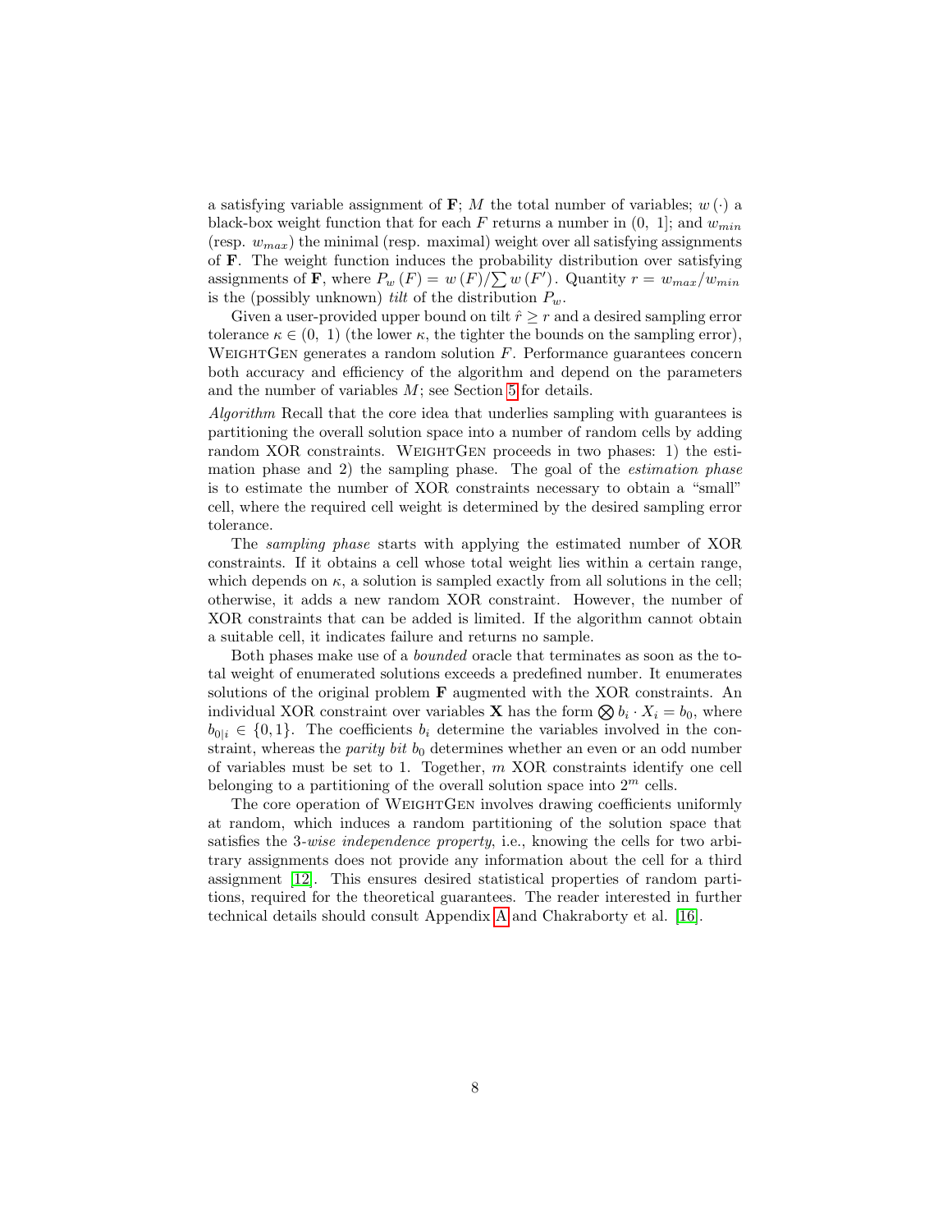a satisfying variable assignment of $\mathbf{F}$; $M$ the total number of variables; $w(\cdot)$ a black-box weight function that for each $F$ returns a number in $(0,\ 1]$; and $w_{min}$ (resp. $w_{max}$) the minimal (resp. maximal) weight over all satisfying assignments of $\mathbf{F}$. The weight function induces the probability distribution over satisfying assignments of $\mathbf{F}$, where $P_w(F) = w(F)/\sum w(F')$. Quantity $r = w_{max}/w_{min}$ is the (possibly unknown) *tilt* of the distribution $P_w$.

Given a user-provided upper bound on tilt $\hat{r} \geq r$ and a desired sampling error tolerance $\kappa \in (0,\ 1)$ (the lower $\kappa$, the tighter the bounds on the sampling error), WeightGen generates a random solution $F$. Performance guarantees concern both accuracy and efficiency of the algorithm and depend on the parameters and the number of variables $M$; see Section 5 for details.

*Algorithm* Recall that the core idea that underlies sampling with guarantees is partitioning the overall solution space into a number of random cells by adding random XOR constraints. WeightGen proceeds in two phases: 1) the estimation phase and 2) the sampling phase. The goal of the *estimation phase* is to estimate the number of XOR constraints necessary to obtain a "small" cell, where the required cell weight is determined by the desired sampling error tolerance.

The *sampling phase* starts with applying the estimated number of XOR constraints. If it obtains a cell whose total weight lies within a certain range, which depends on $\kappa$, a solution is sampled exactly from all solutions in the cell; otherwise, it adds a new random XOR constraint. However, the number of XOR constraints that can be added is limited. If the algorithm cannot obtain a suitable cell, it indicates failure and returns no sample.

Both phases make use of a *bounded* oracle that terminates as soon as the total weight of enumerated solutions exceeds a predefined number. It enumerates solutions of the original problem $\mathbf{F}$ augmented with the XOR constraints. An individual XOR constraint over variables $\mathbf{X}$ has the form $\bigotimes b_i \cdot X_i = b_0$, where $b_{0|i} \in \{0, 1\}$. The coefficients $b_i$ determine the variables involved in the constraint, whereas the *parity bit* $b_0$ determines whether an even or an odd number of variables must be set to 1. Together, $m$ XOR constraints identify one cell belonging to a partitioning of the overall solution space into $2^m$ cells.

The core operation of WeightGen involves drawing coefficients uniformly at random, which induces a random partitioning of the solution space that satisfies the 3-*wise independence property*, i.e., knowing the cells for two arbitrary assignments does not provide any information about the cell for a third assignment [12]. This ensures desired statistical properties of random partitions, required for the theoretical guarantees. The reader interested in further technical details should consult Appendix A and Chakraborty et al. [16].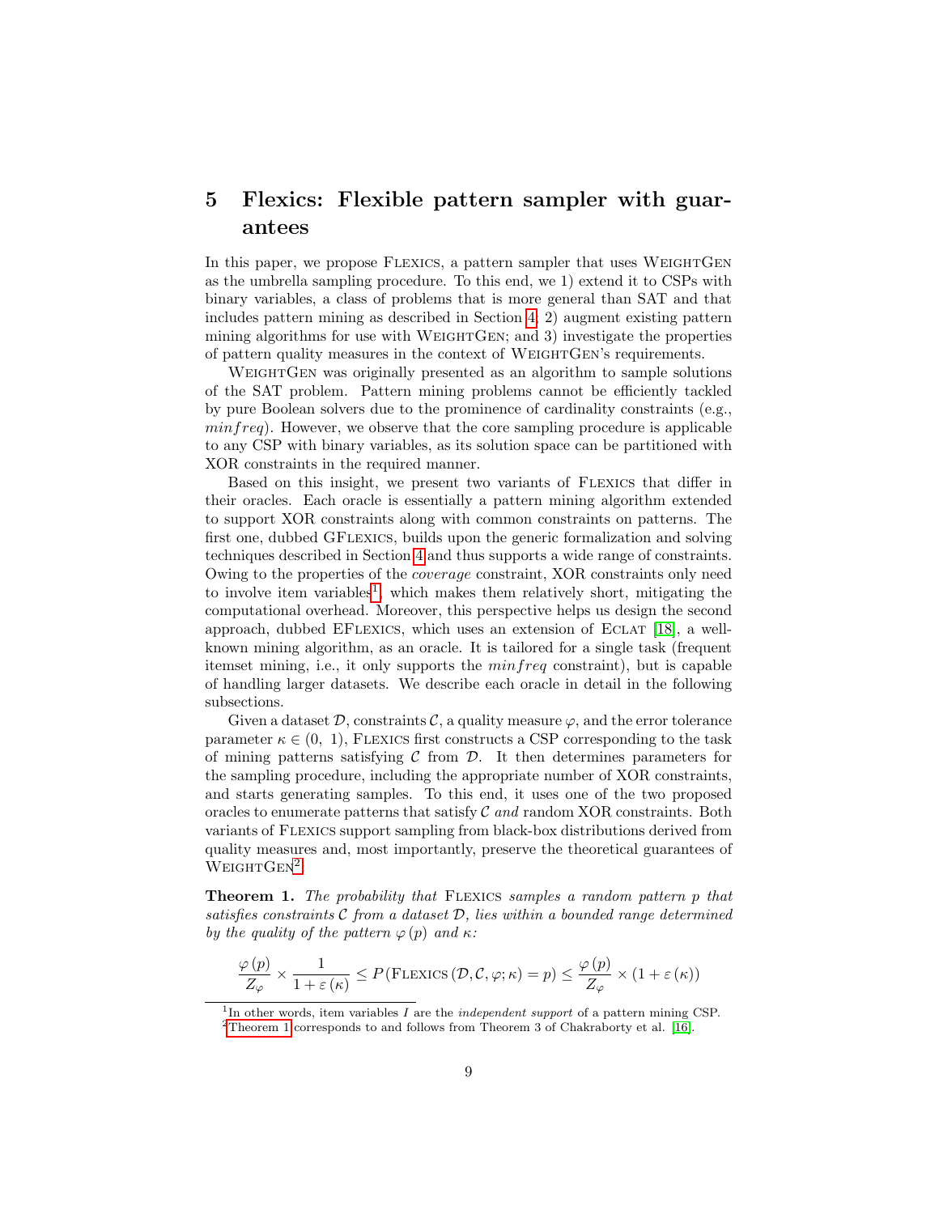## 5 Flexics: Flexible pattern sampler with guarantees

In this paper, we propose Flexics, a pattern sampler that uses WeightGen as the umbrella sampling procedure. To this end, we 1) extend it to CSPs with binary variables, a class of problems that is more general than SAT and that includes pattern mining as described in Section 4; 2) augment existing pattern mining algorithms for use with WeightGen; and 3) investigate the properties of pattern quality measures in the context of WeightGen's requirements.

WeightGen was originally presented as an algorithm to sample solutions of the SAT problem. Pattern mining problems cannot be efficiently tackled by pure Boolean solvers due to the prominence of cardinality constraints (e.g., $minfreq$). However, we observe that the core sampling procedure is applicable to any CSP with binary variables, as its solution space can be partitioned with XOR constraints in the required manner.

Based on this insight, we present two variants of Flexics that differ in their oracles. Each oracle is essentially a pattern mining algorithm extended to support XOR constraints along with common constraints on patterns. The first one, dubbed GFlexics, builds upon the generic formalization and solving techniques described in Section 4 and thus supports a wide range of constraints. Owing to the properties of the *coverage* constraint, XOR constraints only need to involve item variables[1], which makes them relatively short, mitigating the computational overhead. Moreover, this perspective helps us design the second approach, dubbed EFlexics, which uses an extension of Eclat [18], a well-known mining algorithm, as an oracle. It is tailored for a single task (frequent itemset mining, i.e., it only supports the $minfreq$ constraint), but is capable of handling larger datasets. We describe each oracle in detail in the following subsections.

Given a dataset $\mathcal{D}$, constraints $\mathcal{C}$, a quality measure $\varphi$, and the error tolerance parameter $\kappa \in (0,\ 1)$, Flexics first constructs a CSP corresponding to the task of mining patterns satisfying $\mathcal{C}$ from $\mathcal{D}$. It then determines parameters for the sampling procedure, including the appropriate number of XOR constraints, and starts generating samples. To this end, it uses one of the two proposed oracles to enumerate patterns that satisfy $\mathcal{C}$ *and* random XOR constraints. Both variants of Flexics support sampling from black-box distributions derived from quality measures and, most importantly, preserve the theoretical guarantees of WeightGen[2].

**Theorem 1.** *The probability that* Flexics *samples a random pattern $p$ that satisfies constraints $\mathcal{C}$ from a dataset $\mathcal{D}$, lies within a bounded range determined by the quality of the pattern $\varphi(p)$ and $\kappa$:*

$$\frac{\varphi(p)}{Z_\varphi} \times \frac{1}{1+\varepsilon(\kappa)} \le P\left(\textsc{Flexics}\left(\mathcal{D}, \mathcal{C}, \varphi; \kappa\right) = p\right) \le \frac{\varphi(p)}{Z_\varphi} \times \left(1+\varepsilon(\kappa)\right)$$

[1] In other words, item variables $I$ are the *independent support* of a pattern mining CSP.

[2] Theorem 1 corresponds to and follows from Theorem 3 of Chakraborty et al. [16].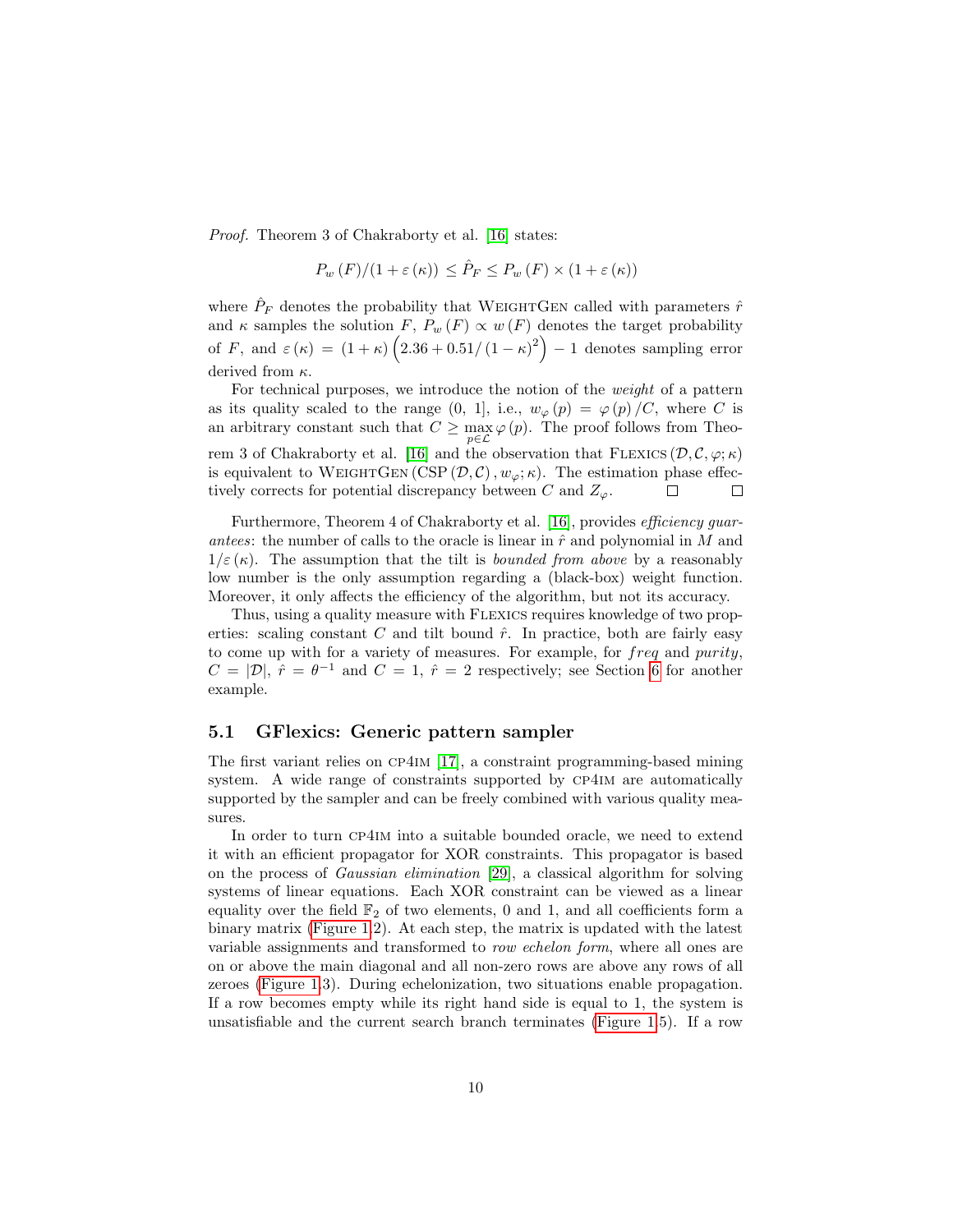*Proof.* Theorem 3 of Chakraborty et al. [16] states:

$$P_w(F)/(1+\varepsilon(\kappa)) \leq \hat{P}_F \leq P_w(F) \times (1+\varepsilon(\kappa))$$

where $\hat{P}_F$ denotes the probability that WeightGen called with parameters $\hat{r}$ and $\kappa$ samples the solution $F$, $P_w(F) \propto w(F)$ denotes the target probability of $F$, and $\varepsilon(\kappa) = (1+\kappa)\left(2.36 + 0.51/(1-\kappa)^2\right) - 1$ denotes sampling error derived from $\kappa$.

For technical purposes, we introduce the notion of the *weight* of a pattern as its quality scaled to the range (0, 1], i.e., $w_\varphi(p) = \varphi(p)/C$, where $C$ is an arbitrary constant such that $C \geq \max_{p \in \mathcal{L}} \varphi(p)$. The proof follows from Theorem 3 of Chakraborty et al. [16] and the observation that Flexics$(\mathcal{D}, \mathcal{C}, \varphi; \kappa)$ is equivalent to WeightGen$(\text{CSP}(\mathcal{D}, \mathcal{C}), w_\varphi; \kappa)$. The estimation phase effectively corrects for potential discrepancy between $C$ and $Z_\varphi$. □ □

Furthermore, Theorem 4 of Chakraborty et al. [16], provides *efficiency guarantees*: the number of calls to the oracle is linear in $\hat{r}$ and polynomial in $M$ and $1/\varepsilon(\kappa)$. The assumption that the tilt is *bounded from above* by a reasonably low number is the only assumption regarding a (black-box) weight function. Moreover, it only affects the efficiency of the algorithm, but not its accuracy.

Thus, using a quality measure with Flexics requires knowledge of two properties: scaling constant $C$ and tilt bound $\hat{r}$. In practice, both are fairly easy to come up with for a variety of measures. For example, for *freq* and *purity*, $C = |\mathcal{D}|$, $\hat{r} = \theta^{-1}$ and $C = 1$, $\hat{r} = 2$ respectively; see Section 6 for another example.

### 5.1 GFlexics: Generic pattern sampler

The first variant relies on cp4im [17], a constraint programming-based mining system. A wide range of constraints supported by cp4im are automatically supported by the sampler and can be freely combined with various quality measures.

In order to turn cp4im into a suitable bounded oracle, we need to extend it with an efficient propagator for XOR constraints. This propagator is based on the process of *Gaussian elimination* [29], a classical algorithm for solving systems of linear equations. Each XOR constraint can be viewed as a linear equality over the field $\mathbb{F}_2$ of two elements, 0 and 1, and all coefficients form a binary matrix (Figure 1.2). At each step, the matrix is updated with the latest variable assignments and transformed to *row echelon form*, where all ones are on or above the main diagonal and all non-zero rows are above any rows of all zeroes (Figure 1.3). During echelonization, two situations enable propagation. If a row becomes empty while its right hand side is equal to 1, the system is unsatisfiable and the current search branch terminates (Figure 1.5). If a row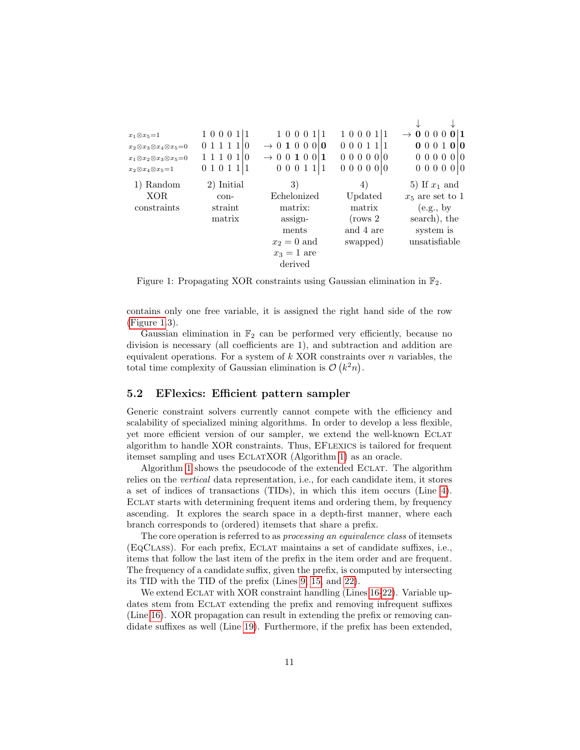| 1) Random XOR constraints | 2) Initial constraint matrix | 3) Echelonized matrix: assignments $x_2 = 0$ and $x_3 = 1$ are derived | 4) Updated matrix (rows 2 and 4 are swapped) | 5) If $x_1$ and $x_5$ are set to 1 (e.g., by search), the system is unsatisfiable |
|---|---|---|---|---|
| $x_1 \otimes x_5 = 1$ | 1 0 0 0 1 \| 1 | 1 0 0 0 1 \| 1 | 1 0 0 0 1 \| 1 | → **0** 0 0 0 **0** \| **1** |
| $x_2 \otimes x_3 \otimes x_4 \otimes x_5 = 0$ | 0 1 1 1 1 \| 0 | → 0 **1** 0 0 0 \| **0** | 0 0 0 1 1 \| 1 | **0** 0 0 1 **0** \| **0** |
| $x_1 \otimes x_2 \otimes x_3 \otimes x_5 = 0$ | 1 1 1 0 1 \| 0 | → 0 0 **1** 0 0 \| **1** | 0 0 0 0 0 \| 0 | 0 0 0 0 0 \| 0 |
| $x_2 \otimes x_4 \otimes x_5 = 1$ | 0 1 0 1 1 \| 1 | 0 0 0 1 1 \| 1 | 0 0 0 0 0 \| 0 | 0 0 0 0 0 \| 0 |

Figure 1: Propagating XOR constraints using Gaussian elimination in $\mathbb{F}_2$.

contains only one free variable, it is assigned the right hand side of the row (Figure 1.3).

Gaussian elimination in $\mathbb{F}_2$ can be performed very efficiently, because no division is necessary (all coefficients are 1), and subtraction and addition are equivalent operations. For a system of $k$ XOR constraints over $n$ variables, the total time complexity of Gaussian elimination is $\mathcal{O}\left(k^2 n\right)$.

### 5.2 EFlexics: Efficient pattern sampler

Generic constraint solvers currently cannot compete with the efficiency and scalability of specialized mining algorithms. In order to develop a less flexible, yet more efficient version of our sampler, we extend the well-known Eclat algorithm to handle XOR constraints. Thus, EFlexics is tailored for frequent itemset sampling and uses EclatXOR (Algorithm 1) as an oracle.

Algorithm 1 shows the pseudocode of the extended Eclat. The algorithm relies on the *vertical* data representation, i.e., for each candidate item, it stores a set of indices of transactions (TIDs), in which this item occurs (Line 4). Eclat starts with determining frequent items and ordering them, by frequency ascending. It explores the search space in a depth-first manner, where each branch corresponds to (ordered) itemsets that share a prefix.

The core operation is referred to as *processing an equivalence class* of itemsets (EqClass). For each prefix, Eclat maintains a set of candidate suffixes, i.e., items that follow the last item of the prefix in the item order and are frequent. The frequency of a candidate suffix, given the prefix, is computed by intersecting its TID with the TID of the prefix (Lines 9, 15, and 22).

We extend Eclat with XOR constraint handling (Lines 16-22). Variable updates stem from Eclat extending the prefix and removing infrequent suffixes (Line 16). XOR propagation can result in extending the prefix or removing candidate suffixes as well (Line 19). Furthermore, if the prefix has been extended,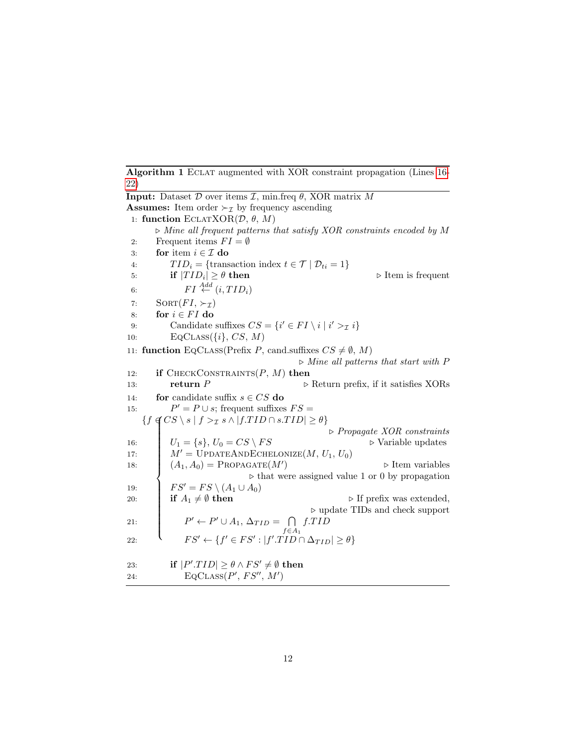**Algorithm 1** ECLAT augmented with XOR constraint propagation (Lines 16-22)

**Input:** Dataset $\mathcal{D}$ over items $\mathcal{I}$, min.freq $\theta$, XOR matrix $M$
**Assumes:** Item order $\succ_{\mathcal{I}}$ by frequency ascending

```
 1: function ECLATXOR(D, θ, M)
        ▷ Mine all frequent patterns that satisfy XOR constraints encoded by M
 2:     Frequent items FI = ∅
 3:     for item i ∈ I do
 4:         TID_i = {transaction index t ∈ T | D_ti = 1}
 5:         if |TID_i| ≥ θ then                                  ▷ Item is frequent
 6:             FI ←(Add) (i, TID_i)
 7:     SORT(FI, ≻_I)
 8:     for i ∈ FI do
 9:         Candidate suffixes CS = {i' ∈ FI \ i | i' >_I i}
10:         EQCLASS({i}, CS, M)
11: function EQCLASS(Prefix P, cand.suffixes CS ≠ ∅, M)
                                              ▷ Mine all patterns that start with P
12:     if CHECKCONSTRAINTS(P, M) then
13:         return P                        ▷ Return prefix, if it satisfies XORs
14:     for candidate suffix s ∈ CS do
15:         P' = P ∪ s; frequent suffixes FS =
            {f ∈ CS \ s | f >_I s ∧ |f.TID ∩ s.TID| ≥ θ}
                                                     ▷ Propagate XOR constraints
16:         U_1 = {s}, U_0 = CS \ FS                          ▷ Variable updates
17:         M' = UPDATEANDECHELONIZE(M, U_1, U_0)
18:         (A_1, A_0) = PROPAGATE(M')                        ▷ Item variables
                                ▷ that were assigned value 1 or 0 by propagation
19:         FS' = FS \ (A_1 ∪ A_0)
20:         if A_1 ≠ ∅ then                              ▷ If prefix was extended,
                                               ▷ update TIDs and check support
21:             P' ← P' ∪ A_1, Δ_TID = ⋂_{f ∈ A_1} f.TID
22:             FS' ← {f' ∈ FS' : |f'.TID ∩ Δ_TID| ≥ θ}

23:         if |P'.TID| ≥ θ ∧ FS' ≠ ∅ then
24:             EQCLASS(P', FS'', M')
```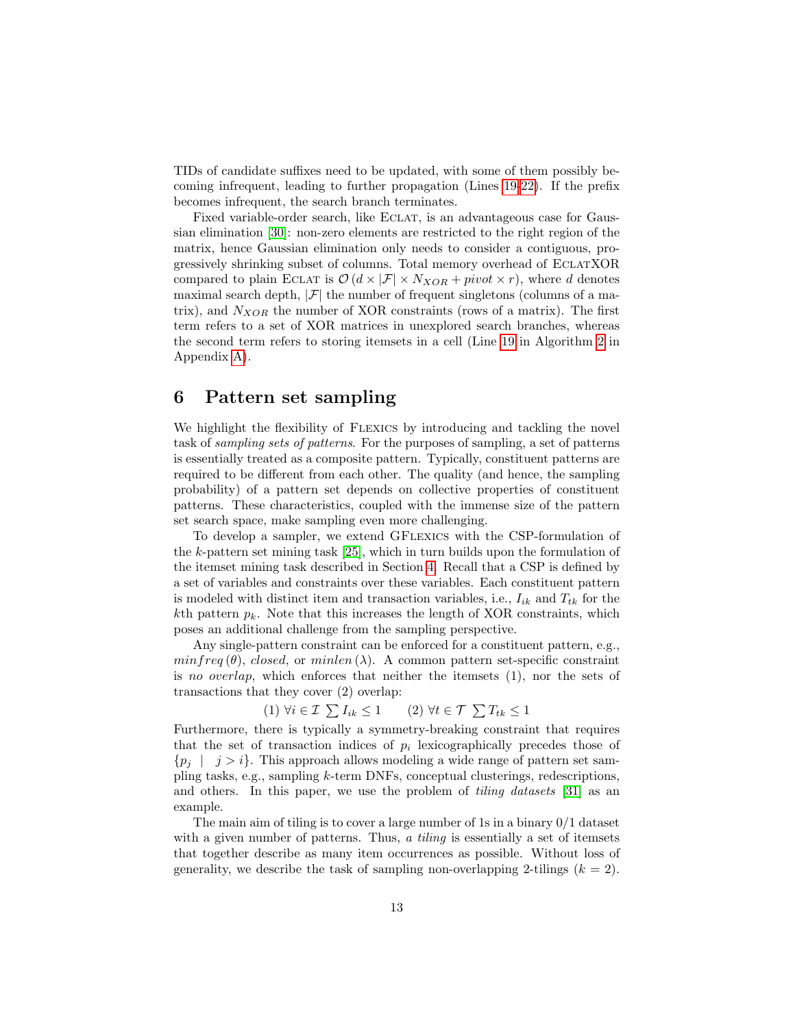TIDs of candidate suffixes need to be updated, with some of them possibly becoming infrequent, leading to further propagation (Lines 19-22). If the prefix becomes infrequent, the search branch terminates.

Fixed variable-order search, like Eclat, is an advantageous case for Gaussian elimination [30]: non-zero elements are restricted to the right region of the matrix, hence Gaussian elimination only needs to consider a contiguous, progressively shrinking subset of columns. Total memory overhead of EclatXOR compared to plain Eclat is $\mathcal{O}\left(d \times |\mathcal{F}| \times N_{XOR} + pivot \times r\right)$, where $d$ denotes maximal search depth, $|\mathcal{F}|$ the number of frequent singletons (columns of a matrix), and $N_{XOR}$ the number of XOR constraints (rows of a matrix). The first term refers to a set of XOR matrices in unexplored search branches, whereas the second term refers to storing itemsets in a cell (Line 19 in Algorithm 2 in Appendix A).

# 6 Pattern set sampling

We highlight the flexibility of Flexics by introducing and tackling the novel task of *sampling sets of patterns*. For the purposes of sampling, a set of patterns is essentially treated as a composite pattern. Typically, constituent patterns are required to be different from each other. The quality (and hence, the sampling probability) of a pattern set depends on collective properties of constituent patterns. These characteristics, coupled with the immense size of the pattern set search space, make sampling even more challenging.

To develop a sampler, we extend GFlexics with the CSP-formulation of the $k$-pattern set mining task [25], which in turn builds upon the formulation of the itemset mining task described in Section 4. Recall that a CSP is defined by a set of variables and constraints over these variables. Each constituent pattern is modeled with distinct item and transaction variables, i.e., $I_{ik}$ and $T_{tk}$ for the $k$th pattern $p_k$. Note that this increases the length of XOR constraints, which poses an additional challenge from the sampling perspective.

Any single-pattern constraint can be enforced for a constituent pattern, e.g., $minfreq\,(\theta)$, *closed*, or $minlen\,(\lambda)$. A common pattern set-specific constraint is *no overlap*, which enforces that neither the itemsets (1), nor the sets of transactions that they cover (2) overlap:

$$(1)\ \forall i \in \mathcal{I}\ \sum I_{ik} \leq 1 \qquad (2)\ \forall t \in \mathcal{T}\ \sum T_{tk} \leq 1$$

Furthermore, there is typically a symmetry-breaking constraint that requires that the set of transaction indices of $p_i$ lexicographically precedes those of $\{p_j \mid j > i\}$. This approach allows modeling a wide range of pattern set sampling tasks, e.g., sampling $k$-term DNFs, conceptual clusterings, redescriptions, and others. In this paper, we use the problem of *tiling datasets* [31] as an example.

The main aim of tiling is to cover a large number of 1s in a binary 0/1 dataset with a given number of patterns. Thus, *a tiling* is essentially a set of itemsets that together describe as many item occurrences as possible. Without loss of generality, we describe the task of sampling non-overlapping 2-tilings ($k = 2$).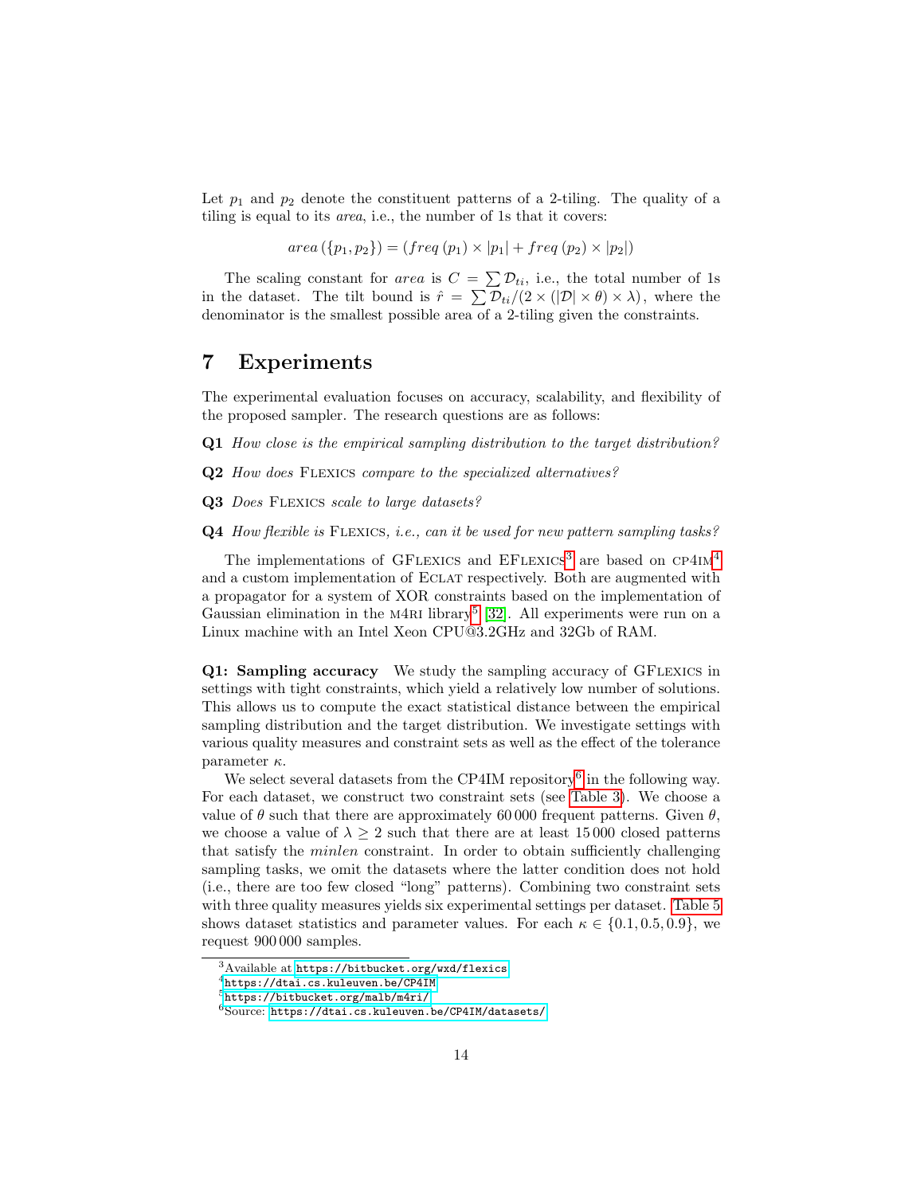Let $p_1$ and $p_2$ denote the constituent patterns of a 2-tiling. The quality of a tiling is equal to its *area*, i.e., the number of 1s that it covers:

$$area(\{p_1, p_2\}) = (freq(p_1) \times |p_1| + freq(p_2) \times |p_2|)$$

The scaling constant for *area* is $C = \sum \mathcal{D}_{ti}$, i.e., the total number of 1s in the dataset. The tilt bound is $\hat{r} = \sum \mathcal{D}_{ti} / (2 \times (|\mathcal{D}| \times \theta) \times \lambda)$, where the denominator is the smallest possible area of a 2-tiling given the constraints.

# 7 Experiments

The experimental evaluation focuses on accuracy, scalability, and flexibility of the proposed sampler. The research questions are as follows:

**Q1** *How close is the empirical sampling distribution to the target distribution?*

**Q2** *How does* Flexics *compare to the specialized alternatives?*

**Q3** *Does* Flexics *scale to large datasets?*

**Q4** *How flexible is* Flexics*, i.e., can it be used for new pattern sampling tasks?*

The implementations of GFlexics and EFlexics[3] are based on cp4im[4] and a custom implementation of Eclat respectively. Both are augmented with a propagator for a system of XOR constraints based on the implementation of Gaussian elimination in the m4ri library[5] [32]. All experiments were run on a Linux machine with an Intel Xeon CPU@3.2GHz and 32Gb of RAM.

**Q1: Sampling accuracy** We study the sampling accuracy of GFlexics in settings with tight constraints, which yield a relatively low number of solutions. This allows us to compute the exact statistical distance between the empirical sampling distribution and the target distribution. We investigate settings with various quality measures and constraint sets as well as the effect of the tolerance parameter $\kappa$.

We select several datasets from the CP4IM repository[6] in the following way. For each dataset, we construct two constraint sets (see Table 3). We choose a value of $\theta$ such that there are approximately 60 000 frequent patterns. Given $\theta$, we choose a value of $\lambda \geq 2$ such that there are at least 15 000 closed patterns that satisfy the *minlen* constraint. In order to obtain sufficiently challenging sampling tasks, we omit the datasets where the latter condition does not hold (i.e., there are too few closed "long" patterns). Combining two constraint sets with three quality measures yields six experimental settings per dataset. Table 5 shows dataset statistics and parameter values. For each $\kappa \in \{0.1, 0.5, 0.9\}$, we request 900 000 samples.

[3] Available at https://bitbucket.org/wxd/flexics

[4] https://dtai.cs.kuleuven.be/CP4IM

[5] https://bitbucket.org/malb/m4ri/

[6] Source: https://dtai.cs.kuleuven.be/CP4IM/datasets/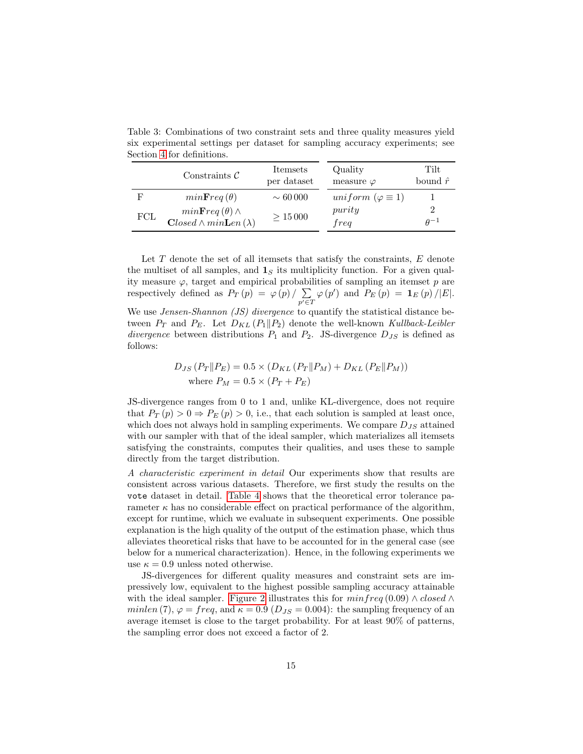Table 3: Combinations of two constraint sets and three quality measures yield six experimental settings per dataset for sampling accuracy experiments; see Section 4 for definitions.

| | Constraints $\mathcal{C}$ | Itemsets per dataset | Quality measure $\varphi$ | Tilt bound $\hat{r}$ |
|---|---|---|---|---|
| F | $min\mathbf{F}req\,(\theta)$ | $\sim 60\,000$ | $uniform$ ($\varphi \equiv 1$) | 1 |
| FCL | $min\mathbf{F}req\,(\theta) \wedge$ $\mathbf{C}losed \wedge min\mathbf{L}en\,(\lambda)$ | $\geq 15\,000$ | $purity$ | 2 |
| | | | $freq$ | $\theta^{-1}$ |

Let $T$ denote the set of all itemsets that satisfy the constraints, $E$ denote the multiset of all samples, and $\mathbf{1}_S$ its multiplicity function. For a given quality measure $\varphi$, target and empirical probabilities of sampling an itemset $p$ are respectively defined as $P_T\,(p) = \varphi\,(p) / \sum_{p' \in T} \varphi\,(p')$ and $P_E\,(p) = \mathbf{1}_E\,(p) / |E|$. We use *Jensen-Shannon (JS) divergence* to quantify the statistical distance between $P_T$ and $P_E$. Let $D_{KL}\,(P_1 \| P_2)$ denote the well-known *Kullback-Leibler divergence* between distributions $P_1$ and $P_2$. JS-divergence $D_{JS}$ is defined as follows:

$$D_{JS}\,(P_T \| P_E) = 0.5 \times (D_{KL}\,(P_T \| P_M) + D_{KL}\,(P_E \| P_M))$$
$$\text{where } P_M = 0.5 \times (P_T + P_E)$$

JS-divergence ranges from 0 to 1 and, unlike KL-divergence, does not require that $P_T\,(p) > 0 \Rightarrow P_E\,(p) > 0$, i.e., that each solution is sampled at least once, which does not always hold in sampling experiments. We compare $D_{JS}$ attained with our sampler with that of the ideal sampler, which materializes all itemsets satisfying the constraints, computes their qualities, and uses these to sample directly from the target distribution.

*A characteristic experiment in detail* Our experiments show that results are consistent across various datasets. Therefore, we first study the results on the vote dataset in detail. Table 4 shows that the theoretical error tolerance parameter $\kappa$ has no considerable effect on practical performance of the algorithm, except for runtime, which we evaluate in subsequent experiments. One possible explanation is the high quality of the output of the estimation phase, which thus alleviates theoretical risks that have to be accounted for in the general case (see below for a numerical characterization). Hence, in the following experiments we use $\kappa = 0.9$ unless noted otherwise.

JS-divergences for different quality measures and constraint sets are impressively low, equivalent to the highest possible sampling accuracy attainable with the ideal sampler. Figure 2 illustrates this for $minfreq\,(0.09) \wedge closed \wedge minlen\,(7)$, $\varphi = freq$, and $\kappa = 0.9$ ($D_{JS} = 0.004$): the sampling frequency of an average itemset is close to the target probability. For at least 90% of patterns, the sampling error does not exceed a factor of 2.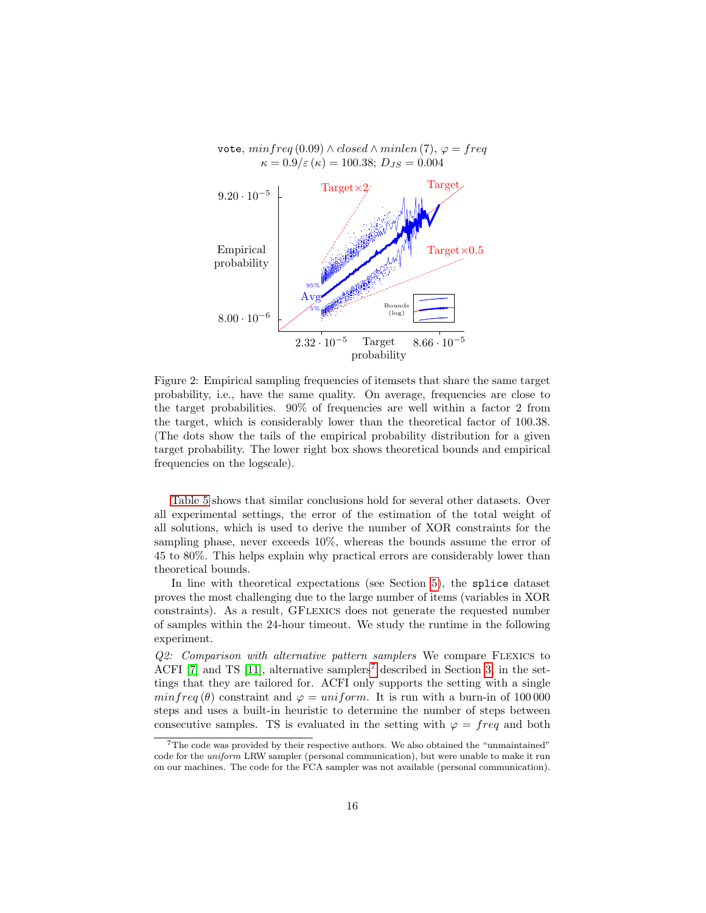vote, $minfreq\,(0.09) \wedge closed \wedge minlen\,(7)$, $\varphi = freq$
$\kappa = 0.9/\varepsilon\,(\kappa) = 100.38$; $D_{JS} = 0.004$

Figure 2: Empirical sampling frequencies of itemsets that share the same target probability, i.e., have the same quality. On average, frequencies are close to the target probabilities. 90% of frequencies are well within a factor 2 from the target, which is considerably lower than the theoretical factor of 100.38. (The dots show the tails of the empirical probability distribution for a given target probability. The lower right box shows theoretical bounds and empirical frequencies on the logscale).

Table 5 shows that similar conclusions hold for several other datasets. Over all experimental settings, the error of the estimation of the total weight of all solutions, which is used to derive the number of XOR constraints for the sampling phase, never exceeds 10%, whereas the bounds assume the error of 45 to 80%. This helps explain why practical errors are considerably lower than theoretical bounds.

In line with theoretical expectations (see Section 5), the `splice` dataset proves the most challenging due to the large number of items (variables in XOR constraints). As a result, GFlexics does not generate the requested number of samples within the 24-hour timeout. We study the runtime in the following experiment.

*Q2: Comparison with alternative pattern samplers* We compare Flexics to ACFI [7] and TS [11], alternative samplers[7] described in Section 3, in the settings that they are tailored for. ACFI only supports the setting with a single $minfreq\,(\theta)$ constraint and $\varphi = uniform$. It is run with a burn-in of 100 000 steps and uses a built-in heuristic to determine the number of steps between consecutive samples. TS is evaluated in the setting with $\varphi = freq$ and both

[7] The code was provided by their respective authors. We also obtained the "unmaintained" code for the *uniform* LRW sampler (personal communication), but were unable to make it run on our machines. The code for the FCA sampler was not available (personal communication).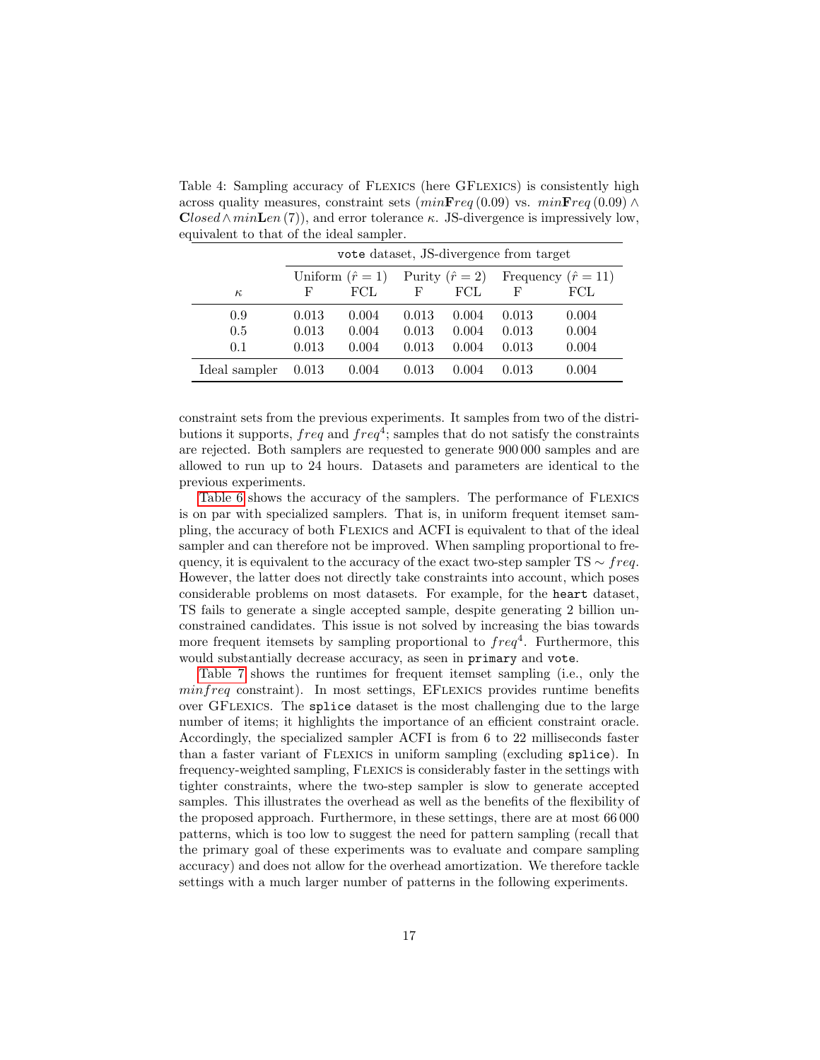Table 4: Sampling accuracy of Flexics (here GFlexics) is consistently high across quality measures, constraint sets ($min\mathbf{F}req\,(0.09)$ vs. $min\mathbf{F}req\,(0.09) \wedge \mathbf{C}losed \wedge min\mathbf{L}en\,(7)$), and error tolerance $\kappa$. JS-divergence is impressively low, equivalent to that of the ideal sampler.

| | `vote` dataset, JS-divergence from target | | | | | |
|---|---|---|---|---|---|---|
| | Uniform ($\hat{r} = 1$) | | Purity ($\hat{r} = 2$) | | Frequency ($\hat{r} = 11$) | |
| $\kappa$ | F | FCL | F | FCL | F | FCL |
| 0.9 | 0.013 | 0.004 | 0.013 | 0.004 | 0.013 | 0.004 |
| 0.5 | 0.013 | 0.004 | 0.013 | 0.004 | 0.013 | 0.004 |
| 0.1 | 0.013 | 0.004 | 0.013 | 0.004 | 0.013 | 0.004 |
| Ideal sampler | 0.013 | 0.004 | 0.013 | 0.004 | 0.013 | 0.004 |

constraint sets from the previous experiments. It samples from two of the distributions it supports, $freq$ and $freq^4$; samples that do not satisfy the constraints are rejected. Both samplers are requested to generate 900 000 samples and are allowed to run up to 24 hours. Datasets and parameters are identical to the previous experiments.

Table 6 shows the accuracy of the samplers. The performance of Flexics is on par with specialized samplers. That is, in uniform frequent itemset sampling, the accuracy of both Flexics and ACFI is equivalent to that of the ideal sampler and can therefore not be improved. When sampling proportional to frequency, it is equivalent to the accuracy of the exact two-step sampler TS $\sim freq$. However, the latter does not directly take constraints into account, which poses considerable problems on most datasets. For example, for the `heart` dataset, TS fails to generate a single accepted sample, despite generating 2 billion unconstrained candidates. This issue is not solved by increasing the bias towards more frequent itemsets by sampling proportional to $freq^4$. Furthermore, this would substantially decrease accuracy, as seen in `primary` and `vote`.

Table 7 shows the runtimes for frequent itemset sampling (i.e., only the $minfreq$ constraint). In most settings, EFlexics provides runtime benefits over GFlexics. The `splice` dataset is the most challenging due to the large number of items; it highlights the importance of an efficient constraint oracle. Accordingly, the specialized sampler ACFI is from 6 to 22 milliseconds faster than a faster variant of Flexics in uniform sampling (excluding `splice`). In frequency-weighted sampling, Flexics is considerably faster in the settings with tighter constraints, where the two-step sampler is slow to generate accepted samples. This illustrates the overhead as well as the benefits of the flexibility of the proposed approach. Furthermore, in these settings, there are at most 66 000 patterns, which is too low to suggest the need for pattern sampling (recall that the primary goal of these experiments was to evaluate and compare sampling accuracy) and does not allow for the overhead amortization. We therefore tackle settings with a much larger number of patterns in the following experiments.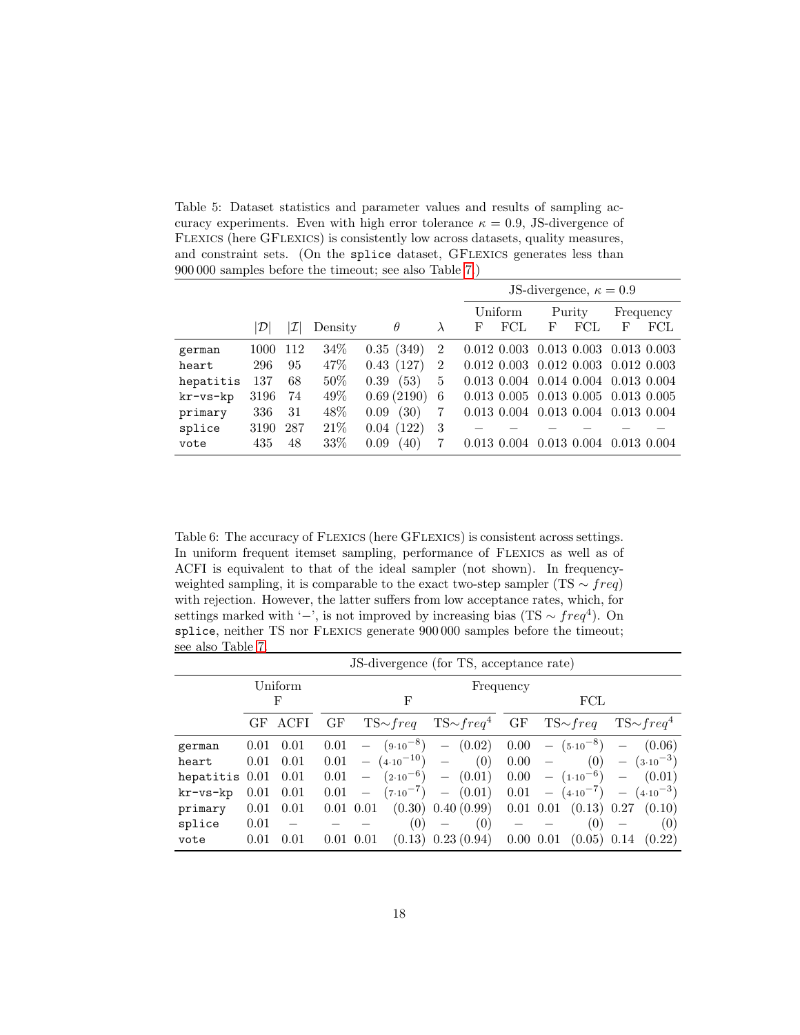Table 5: Dataset statistics and parameter values and results of sampling accuracy experiments. Even with high error tolerance $\kappa = 0.9$, JS-divergence of FLEXICS (here GFLEXICS) is consistently low across datasets, quality measures, and constraint sets. (On the `splice` dataset, GFLEXICS generates less than 900 000 samples before the timeout; see also Table 7.)

| | | | | | | JS-divergence, $\kappa = 0.9$ | | | | | |
|---|---|---|---|---|---|---|---|---|---|---|---|
| | | | | | | Uniform | | Purity | | Frequency | |
| | $\lvert\mathcal{D}\rvert$ | $\lvert\mathcal{I}\rvert$ | Density | $\theta$ | $\lambda$ | F | FCL | F | FCL | F | FCL |
| `german` | 1000 | 112 | 34% | 0.35 (349) | 2 | 0.012 | 0.003 | 0.013 | 0.003 | 0.013 | 0.003 |
| `heart` | 296 | 95 | 47% | 0.43 (127) | 2 | 0.012 | 0.003 | 0.012 | 0.003 | 0.012 | 0.003 |
| `hepatitis` | 137 | 68 | 50% | 0.39 (53) | 5 | 0.013 | 0.004 | 0.014 | 0.004 | 0.013 | 0.004 |
| `kr-vs-kp` | 3196 | 74 | 49% | 0.69 (2190) | 6 | 0.013 | 0.005 | 0.013 | 0.005 | 0.013 | 0.005 |
| `primary` | 336 | 31 | 48% | 0.09 (30) | 7 | 0.013 | 0.004 | 0.013 | 0.004 | 0.013 | 0.004 |
| `splice` | 3190 | 287 | 21% | 0.04 (122) | 3 | – | – | – | – | – | – |
| `vote` | 435 | 48 | 33% | 0.09 (40) | 7 | 0.013 | 0.004 | 0.013 | 0.004 | 0.013 | 0.004 |

Table 6: The accuracy of FLEXICS (here GFLEXICS) is consistent across settings. In uniform frequent itemset sampling, performance of FLEXICS as well as of ACFI is equivalent to that of the ideal sampler (not shown). In frequency-weighted sampling, it is comparable to the exact two-step sampler (TS $\sim freq$) with rejection. However, the latter suffers from low acceptance rates, which, for settings marked with '–', is not improved by increasing bias (TS $\sim freq^4$). On `splice`, neither TS nor FLEXICS generate 900 000 samples before the timeout; see also Table 7.

| | JS-divergence (for TS, acceptance rate) | | | | | | | | | | |
|---|---|---|---|---|---|---|---|---|---|---|---|
| | Uniform | | Frequency | | | | | | | | |
| | F | | F | | | | | FCL | | | |
| | GF | ACFI | GF | TS$\sim freq$ | | TS$\sim freq^4$ | | GF | TS$\sim freq$ | | TS$\sim freq^4$ | |
| `german` | 0.01 | 0.01 | 0.01 | – | $(9{\cdot}10^{-8})$ | – | (0.02) | 0.00 | – | $(5{\cdot}10^{-8})$ | – | (0.06) |
| `heart` | 0.01 | 0.01 | 0.01 | – | $(4{\cdot}10^{-10})$ | – | (0) | 0.00 | – | (0) | – | $(3{\cdot}10^{-3})$ |
| `hepatitis` | 0.01 | 0.01 | 0.01 | – | $(2{\cdot}10^{-6})$ | – | (0.01) | 0.00 | – | $(1{\cdot}10^{-6})$ | – | (0.01) |
| `kr-vs-kp` | 0.01 | 0.01 | 0.01 | – | $(7{\cdot}10^{-7})$ | – | (0.01) | 0.01 | – | $(4{\cdot}10^{-7})$ | – | $(4{\cdot}10^{-3})$ |
| `primary` | 0.01 | 0.01 | 0.01 | 0.01 | (0.30) | 0.40 | (0.99) | 0.01 | 0.01 | (0.13) | 0.27 | (0.10) |
| `splice` | 0.01 | – | – | – | (0) | – | (0) | – | – | (0) | – | (0) |
| `vote` | 0.01 | 0.01 | 0.01 | 0.01 | (0.13) | 0.23 | (0.94) | 0.00 | 0.01 | (0.05) | 0.14 | (0.22) |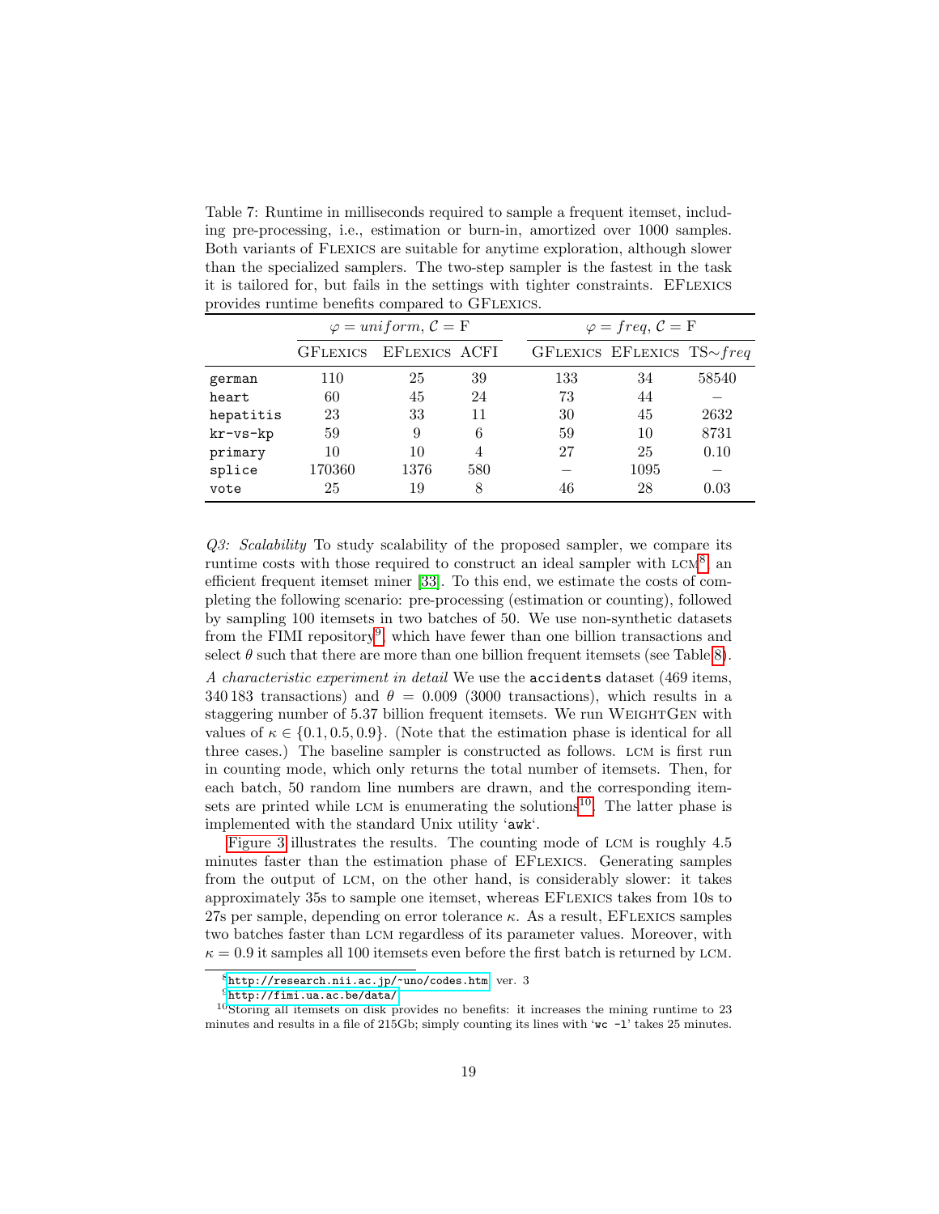Table 7: Runtime in milliseconds required to sample a frequent itemset, including pre-processing, i.e., estimation or burn-in, amortized over 1000 samples. Both variants of Flexics are suitable for anytime exploration, although slower than the specialized samplers. The two-step sampler is the fastest in the task it is tailored for, but fails in the settings with tighter constraints. EFlexics provides runtime benefits compared to GFlexics.

| | $\varphi = uniform$, $\mathcal{C} = \mathrm{F}$ | | | $\varphi = freq$, $\mathcal{C} = \mathrm{F}$ | | |
|---|---|---|---|---|---|---|
| | GFlexics | EFlexics | ACFI | GFlexics | EFlexics | TS$\sim freq$ |
| `german` | 110 | 25 | 39 | 133 | 34 | 58540 |
| `heart` | 60 | 45 | 24 | 73 | 44 | – |
| `hepatitis` | 23 | 33 | 11 | 30 | 45 | 2632 |
| `kr-vs-kp` | 59 | 9 | 6 | 59 | 10 | 8731 |
| `primary` | 10 | 10 | 4 | 27 | 25 | 0.10 |
| `splice` | 170360 | 1376 | 580 | – | 1095 | – |
| `vote` | 25 | 19 | 8 | 46 | 28 | 0.03 |

*Q3: Scalability* To study scalability of the proposed sampler, we compare its runtime costs with those required to construct an ideal sampler with LCM[8], an efficient frequent itemset miner [33]. To this end, we estimate the costs of completing the following scenario: pre-processing (estimation or counting), followed by sampling 100 itemsets in two batches of 50. We use non-synthetic datasets from the FIMI repository[9], which have fewer than one billion transactions and select $\theta$ such that there are more than one billion frequent itemsets (see Table 8).

*A characteristic experiment in detail* We use the `accidents` dataset (469 items, 340 183 transactions) and $\theta = 0.009$ (3000 transactions), which results in a staggering number of 5.37 billion frequent itemsets. We run WeightGen with values of $\kappa \in \{0.1, 0.5, 0.9\}$. (Note that the estimation phase is identical for all three cases.) The baseline sampler is constructed as follows. LCM is first run in counting mode, which only returns the total number of itemsets. Then, for each batch, 50 random line numbers are drawn, and the corresponding itemsets are printed while LCM is enumerating the solutions[10]. The latter phase is implemented with the standard Unix utility '`awk`'.

Figure 3 illustrates the results. The counting mode of LCM is roughly 4.5 minutes faster than the estimation phase of EFlexics. Generating samples from the output of LCM, on the other hand, is considerably slower: it takes approximately 35s to sample one itemset, whereas EFlexics takes from 10s to 27s per sample, depending on error tolerance $\kappa$. As a result, EFlexics samples two batches faster than LCM regardless of its parameter values. Moreover, with $\kappa = 0.9$ it samples all 100 itemsets even before the first batch is returned by LCM.

[8] http://research.nii.ac.jp/~uno/codes.htm, ver. 3

[9] http://fimi.ua.ac.be/data/

[10] Storing all itemsets on disk provides no benefits: it increases the mining runtime to 23 minutes and results in a file of 215Gb; simply counting its lines with '`wc -l`' takes 25 minutes.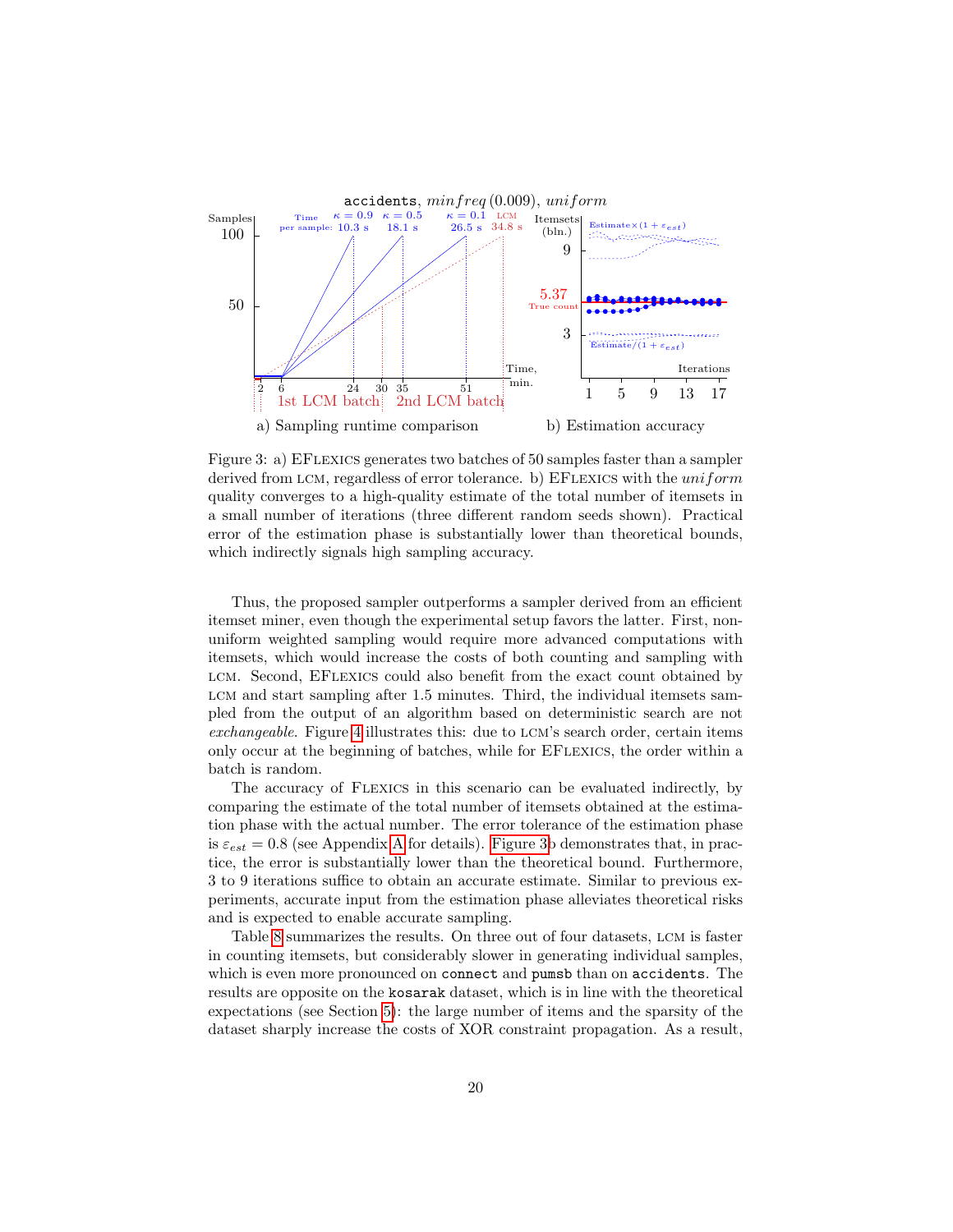Figure 3: a) EFlexics generates two batches of 50 samples faster than a sampler derived from LCM, regardless of error tolerance. b) EFlexics with the *uniform* quality converges to a high-quality estimate of the total number of itemsets in a small number of iterations (three different random seeds shown). Practical error of the estimation phase is substantially lower than theoretical bounds, which indirectly signals high sampling accuracy.

Thus, the proposed sampler outperforms a sampler derived from an efficient itemset miner, even though the experimental setup favors the latter. First, non-uniform weighted sampling would require more advanced computations with itemsets, which would increase the costs of both counting and sampling with LCM. Second, EFlexics could also benefit from the exact count obtained by LCM and start sampling after 1.5 minutes. Third, the individual itemsets sampled from the output of an algorithm based on deterministic search are not *exchangeable*. Figure 4 illustrates this: due to LCM's search order, certain items only occur at the beginning of batches, while for EFlexics, the order within a batch is random.

The accuracy of Flexics in this scenario can be evaluated indirectly, by comparing the estimate of the total number of itemsets obtained at the estimation phase with the actual number. The error tolerance of the estimation phase is $\varepsilon_{est} = 0.8$ (see Appendix A for details). Figure 3b demonstrates that, in practice, the error is substantially lower than the theoretical bound. Furthermore, 3 to 9 iterations suffice to obtain an accurate estimate. Similar to previous experiments, accurate input from the estimation phase alleviates theoretical risks and is expected to enable accurate sampling.

Table 8 summarizes the results. On three out of four datasets, LCM is faster in counting itemsets, but considerably slower in generating individual samples, which is even more pronounced on `connect` and `pumsb` than on `accidents`. The results are opposite on the `kosarak` dataset, which is in line with the theoretical expectations (see Section 5): the large number of items and the sparsity of the dataset sharply increase the costs of XOR constraint propagation. As a result,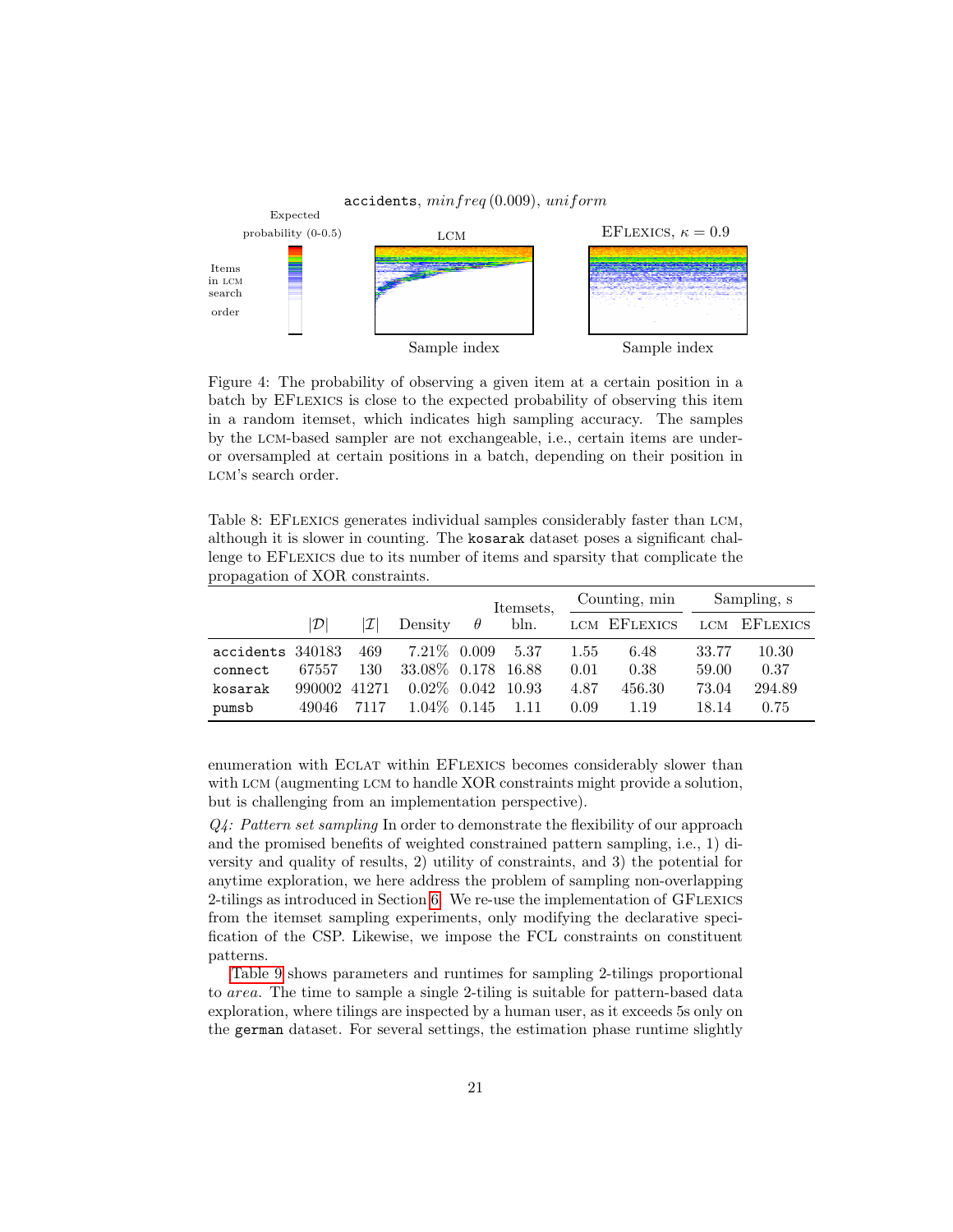Figure 4: The probability of observing a given item at a certain position in a batch by EFlexics is close to the expected probability of observing this item in a random itemset, which indicates high sampling accuracy. The samples by the LCM-based sampler are not exchangeable, i.e., certain items are under- or oversampled at certain positions in a batch, depending on their position in LCM's search order.

Table 8: EFlexics generates individual samples considerably faster than LCM, although it is slower in counting. The `kosarak` dataset poses a significant challenge to EFlexics due to its number of items and sparsity that complicate the propagation of XOR constraints.

| | $\lvert\mathcal{D}\rvert$ | $\lvert\mathcal{I}\rvert$ | Density | $\theta$ | Itemsets, bln. | Counting, min | | Sampling, s | |
|---|---|---|---|---|---|---|---|---|---|
| | | | | | | LCM | EFlexics | LCM | EFlexics |
| `accidents` | 340183 | 469 | 7.21% | 0.009 | 5.37 | 1.55 | 6.48 | 33.77 | 10.30 |
| `connect` | 67557 | 130 | 33.08% | 0.178 | 16.88 | 0.01 | 0.38 | 59.00 | 0.37 |
| `kosarak` | 990002 | 41271 | 0.02% | 0.042 | 10.93 | 4.87 | 456.30 | 73.04 | 294.89 |
| `pumsb` | 49046 | 7117 | 1.04% | 0.145 | 1.11 | 0.09 | 1.19 | 18.14 | 0.75 |

enumeration with Eclat within EFlexics becomes considerably slower than with LCM (augmenting LCM to handle XOR constraints might provide a solution, but is challenging from an implementation perspective).

*Q4: Pattern set sampling* In order to demonstrate the flexibility of our approach and the promised benefits of weighted constrained pattern sampling, i.e., 1) diversity and quality of results, 2) utility of constraints, and 3) the potential for anytime exploration, we here address the problem of sampling non-overlapping 2-tilings as introduced in Section 6. We re-use the implementation of GFlexics from the itemset sampling experiments, only modifying the declarative specification of the CSP. Likewise, we impose the FCL constraints on constituent patterns.

Table 9 shows parameters and runtimes for sampling 2-tilings proportional to *area*. The time to sample a single 2-tiling is suitable for pattern-based data exploration, where tilings are inspected by a human user, as it exceeds 5s only on the `german` dataset. For several settings, the estimation phase runtime slightly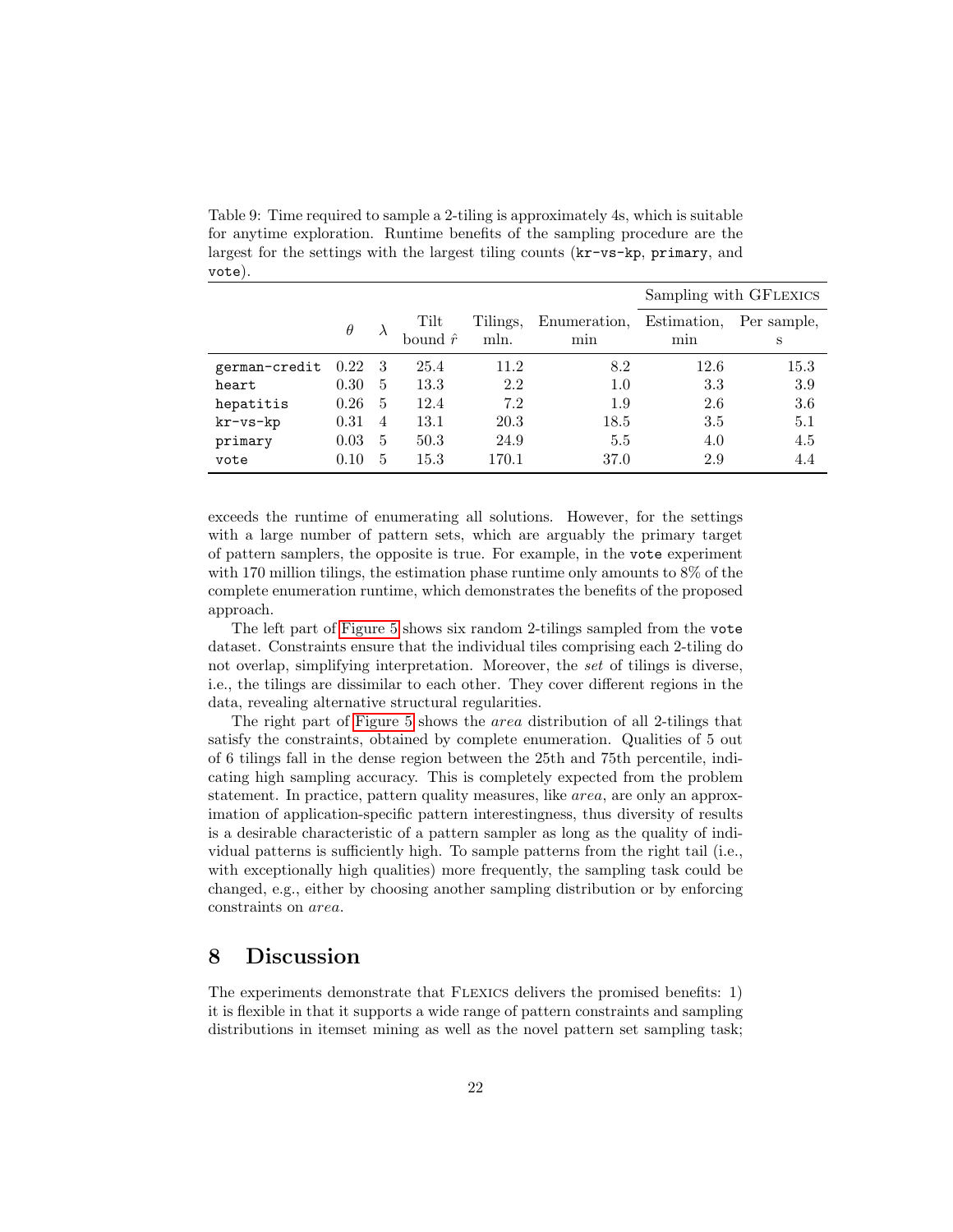Table 9: Time required to sample a 2-tiling is approximately 4s, which is suitable for anytime exploration. Runtime benefits of the sampling procedure are the largest for the settings with the largest tiling counts (`kr-vs-kp`, `primary`, and `vote`).

| | $\theta$ | $\lambda$ | Tilt bound $\hat{r}$ | Tilings, mln. | Enumeration, min | Sampling with GFlexics | |
|---|---|---|---|---|---|---|---|
| | | | | | | Estimation, min | Per sample, s |
| `german-credit` | 0.22 | 3 | 25.4 | 11.2 | 8.2 | 12.6 | 15.3 |
| `heart` | 0.30 | 5 | 13.3 | 2.2 | 1.0 | 3.3 | 3.9 |
| `hepatitis` | 0.26 | 5 | 12.4 | 7.2 | 1.9 | 2.6 | 3.6 |
| `kr-vs-kp` | 0.31 | 4 | 13.1 | 20.3 | 18.5 | 3.5 | 5.1 |
| `primary` | 0.03 | 5 | 50.3 | 24.9 | 5.5 | 4.0 | 4.5 |
| `vote` | 0.10 | 5 | 15.3 | 170.1 | 37.0 | 2.9 | 4.4 |

exceeds the runtime of enumerating all solutions. However, for the settings with a large number of pattern sets, which are arguably the primary target of pattern samplers, the opposite is true. For example, in the `vote` experiment with 170 million tilings, the estimation phase runtime only amounts to 8% of the complete enumeration runtime, which demonstrates the benefits of the proposed approach.

The left part of Figure 5 shows six random 2-tilings sampled from the `vote` dataset. Constraints ensure that the individual tiles comprising each 2-tiling do not overlap, simplifying interpretation. Moreover, the *set* of tilings is diverse, i.e., the tilings are dissimilar to each other. They cover different regions in the data, revealing alternative structural regularities.

The right part of Figure 5 shows the *area* distribution of all 2-tilings that satisfy the constraints, obtained by complete enumeration. Qualities of 5 out of 6 tilings fall in the dense region between the 25th and 75th percentile, indicating high sampling accuracy. This is completely expected from the problem statement. In practice, pattern quality measures, like *area*, are only an approximation of application-specific pattern interestingness, thus diversity of results is a desirable characteristic of a pattern sampler as long as the quality of individual patterns is sufficiently high. To sample patterns from the right tail (i.e., with exceptionally high qualities) more frequently, the sampling task could be changed, e.g., either by choosing another sampling distribution or by enforcing constraints on *area*.

## 8 Discussion

The experiments demonstrate that Flexics delivers the promised benefits: 1) it is flexible in that it supports a wide range of pattern constraints and sampling distributions in itemset mining as well as the novel pattern set sampling task;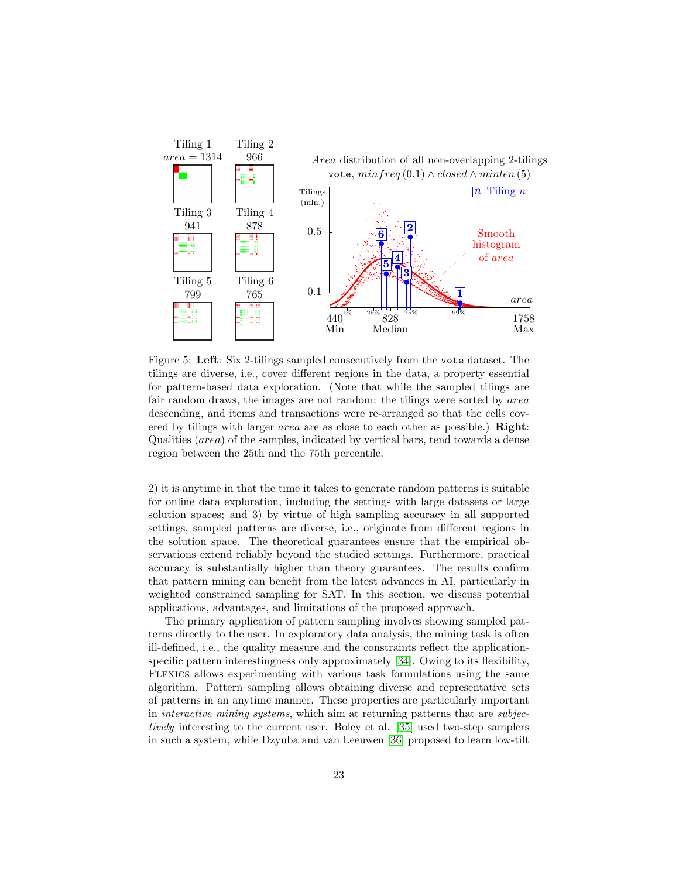Figure 5: **Left**: Six 2-tilings sampled consecutively from the `vote` dataset. The tilings are diverse, i.e., cover different regions in the data, a property essential for pattern-based data exploration. (Note that while the sampled tilings are fair random draws, the images are not random: the tilings were sorted by *area* descending, and items and transactions were re-arranged so that the cells covered by tilings with larger *area* are as close to each other as possible.) **Right**: Qualities (*area*) of the samples, indicated by vertical bars, tend towards a dense region between the 25th and the 75th percentile.

2) it is anytime in that the time it takes to generate random patterns is suitable for online data exploration, including the settings with large datasets or large solution spaces; and 3) by virtue of high sampling accuracy in all supported settings, sampled patterns are diverse, i.e., originate from different regions in the solution space. The theoretical guarantees ensure that the empirical observations extend reliably beyond the studied settings. Furthermore, practical accuracy is substantially higher than theory guarantees. The results confirm that pattern mining can benefit from the latest advances in AI, particularly in weighted constrained sampling for SAT. In this section, we discuss potential applications, advantages, and limitations of the proposed approach.

The primary application of pattern sampling involves showing sampled patterns directly to the user. In exploratory data analysis, the mining task is often ill-defined, i.e., the quality measure and the constraints reflect the application-specific pattern interestingness only approximately [34]. Owing to its flexibility, Flexics allows experimenting with various task formulations using the same algorithm. Pattern sampling allows obtaining diverse and representative sets of patterns in an anytime manner. These properties are particularly important in *interactive mining systems*, which aim at returning patterns that are *subjectively* interesting to the current user. Boley et al. [35] used two-step samplers in such a system, while Dzyuba and van Leeuwen [36] proposed to learn low-tilt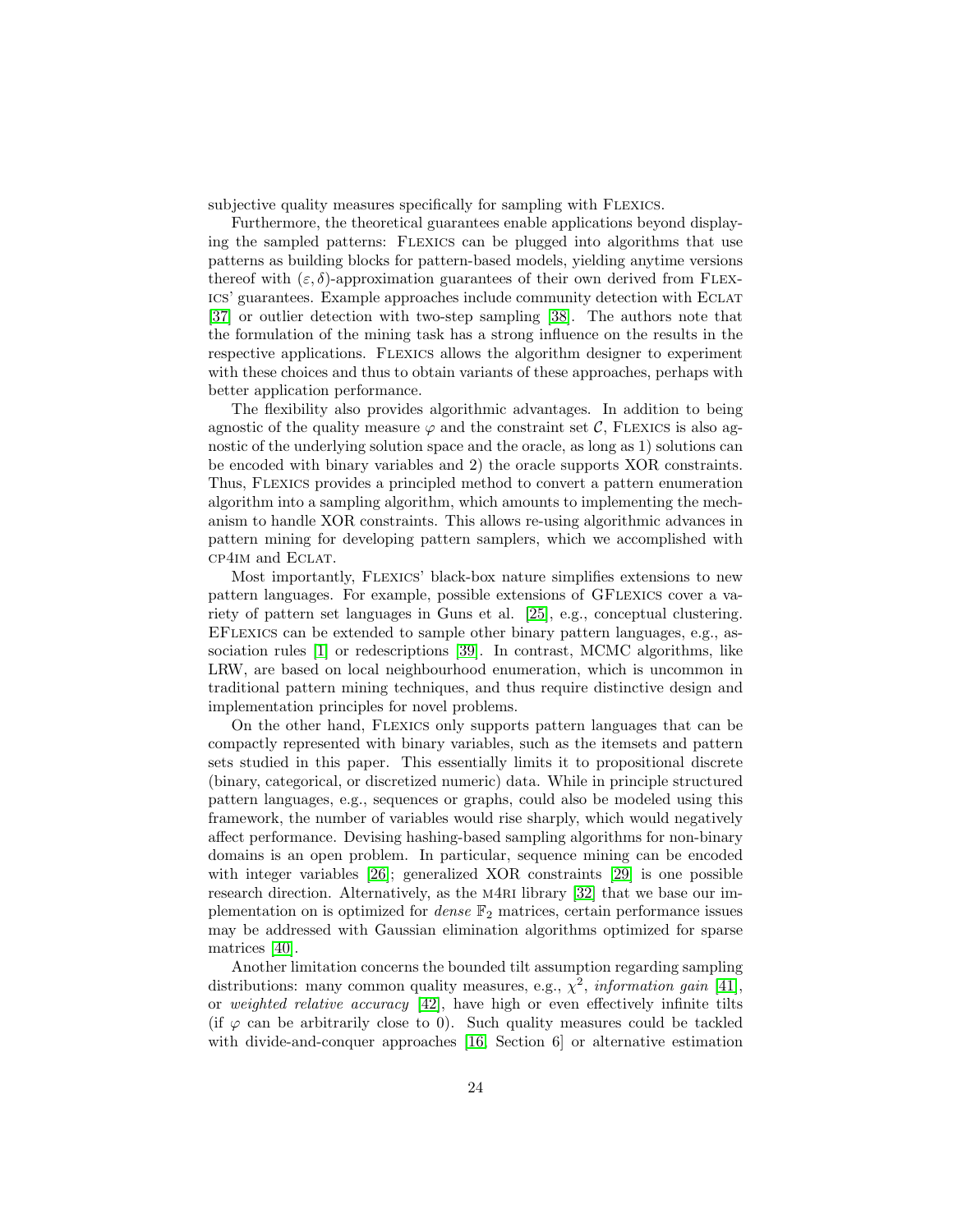subjective quality measures specifically for sampling with Flexics.

Furthermore, the theoretical guarantees enable applications beyond displaying the sampled patterns: Flexics can be plugged into algorithms that use patterns as building blocks for pattern-based models, yielding anytime versions thereof with $(\varepsilon, \delta)$-approximation guarantees of their own derived from Flexics' guarantees. Example approaches include community detection with Eclat [37] or outlier detection with two-step sampling [38]. The authors note that the formulation of the mining task has a strong influence on the results in the respective applications. Flexics allows the algorithm designer to experiment with these choices and thus to obtain variants of these approaches, perhaps with better application performance.

The flexibility also provides algorithmic advantages. In addition to being agnostic of the quality measure $\varphi$ and the constraint set $\mathcal{C}$, Flexics is also agnostic of the underlying solution space and the oracle, as long as 1) solutions can be encoded with binary variables and 2) the oracle supports XOR constraints. Thus, Flexics provides a principled method to convert a pattern enumeration algorithm into a sampling algorithm, which amounts to implementing the mechanism to handle XOR constraints. This allows re-using algorithmic advances in pattern mining for developing pattern samplers, which we accomplished with cp4im and Eclat.

Most importantly, Flexics' black-box nature simplifies extensions to new pattern languages. For example, possible extensions of GFlexics cover a variety of pattern set languages in Guns et al. [25], e.g., conceptual clustering. EFlexics can be extended to sample other binary pattern languages, e.g., association rules [1] or redescriptions [39]. In contrast, MCMC algorithms, like LRW, are based on local neighbourhood enumeration, which is uncommon in traditional pattern mining techniques, and thus require distinctive design and implementation principles for novel problems.

On the other hand, Flexics only supports pattern languages that can be compactly represented with binary variables, such as the itemsets and pattern sets studied in this paper. This essentially limits it to propositional discrete (binary, categorical, or discretized numeric) data. While in principle structured pattern languages, e.g., sequences or graphs, could also be modeled using this framework, the number of variables would rise sharply, which would negatively affect performance. Devising hashing-based sampling algorithms for non-binary domains is an open problem. In particular, sequence mining can be encoded with integer variables [26]; generalized XOR constraints [29] is one possible research direction. Alternatively, as the m4ri library [32] that we base our implementation on is optimized for *dense* $\mathbb{F}_2$ matrices, certain performance issues may be addressed with Gaussian elimination algorithms optimized for sparse matrices [40].

Another limitation concerns the bounded tilt assumption regarding sampling distributions: many common quality measures, e.g., $\chi^2$, *information gain* [41], or *weighted relative accuracy* [42], have high or even effectively infinite tilts (if $\varphi$ can be arbitrarily close to 0). Such quality measures could be tackled with divide-and-conquer approaches [16, Section 6] or alternative estimation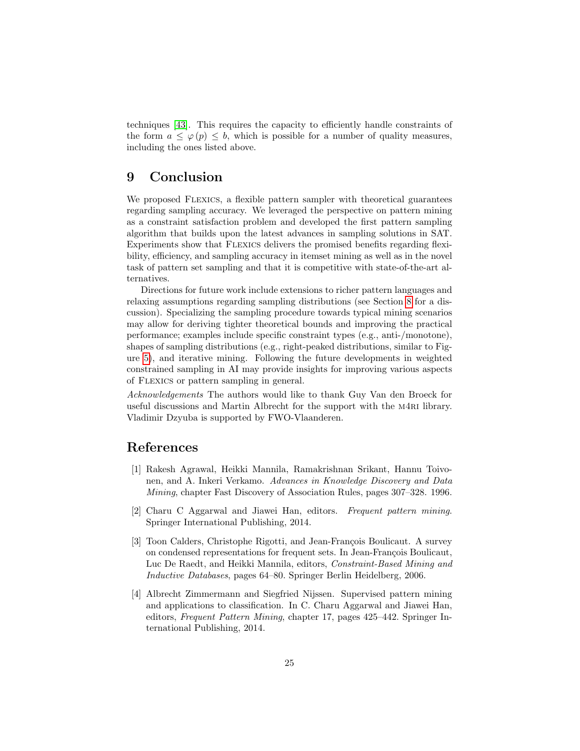techniques [43]. This requires the capacity to efficiently handle constraints of the form $a \leq \varphi(p) \leq b$, which is possible for a number of quality measures, including the ones listed above.

## 9 Conclusion

We proposed Flexics, a flexible pattern sampler with theoretical guarantees regarding sampling accuracy. We leveraged the perspective on pattern mining as a constraint satisfaction problem and developed the first pattern sampling algorithm that builds upon the latest advances in sampling solutions in SAT. Experiments show that Flexics delivers the promised benefits regarding flexibility, efficiency, and sampling accuracy in itemset mining as well as in the novel task of pattern set sampling and that it is competitive with state-of-the-art alternatives.

Directions for future work include extensions to richer pattern languages and relaxing assumptions regarding sampling distributions (see Section 8 for a discussion). Specializing the sampling procedure towards typical mining scenarios may allow for deriving tighter theoretical bounds and improving the practical performance; examples include specific constraint types (e.g., anti-/monotone), shapes of sampling distributions (e.g., right-peaked distributions, similar to Figure 5), and iterative mining. Following the future developments in weighted constrained sampling in AI may provide insights for improving various aspects of Flexics or pattern sampling in general.

*Acknowledgements* The authors would like to thank Guy Van den Broeck for useful discussions and Martin Albrecht for the support with the m4ri library. Vladimir Dzyuba is supported by FWO-Vlaanderen.

## References

[1] Rakesh Agrawal, Heikki Mannila, Ramakrishnan Srikant, Hannu Toivonen, and A. Inkeri Verkamo. *Advances in Knowledge Discovery and Data Mining*, chapter Fast Discovery of Association Rules, pages 307–328. 1996.

[2] Charu C Aggarwal and Jiawei Han, editors. *Frequent pattern mining*. Springer International Publishing, 2014.

[3] Toon Calders, Christophe Rigotti, and Jean-François Boulicaut. A survey on condensed representations for frequent sets. In Jean-François Boulicaut, Luc De Raedt, and Heikki Mannila, editors, *Constraint-Based Mining and Inductive Databases*, pages 64–80. Springer Berlin Heidelberg, 2006.

[4] Albrecht Zimmermann and Siegfried Nijssen. Supervised pattern mining and applications to classification. In C. Charu Aggarwal and Jiawei Han, editors, *Frequent Pattern Mining*, chapter 17, pages 425–442. Springer International Publishing, 2014.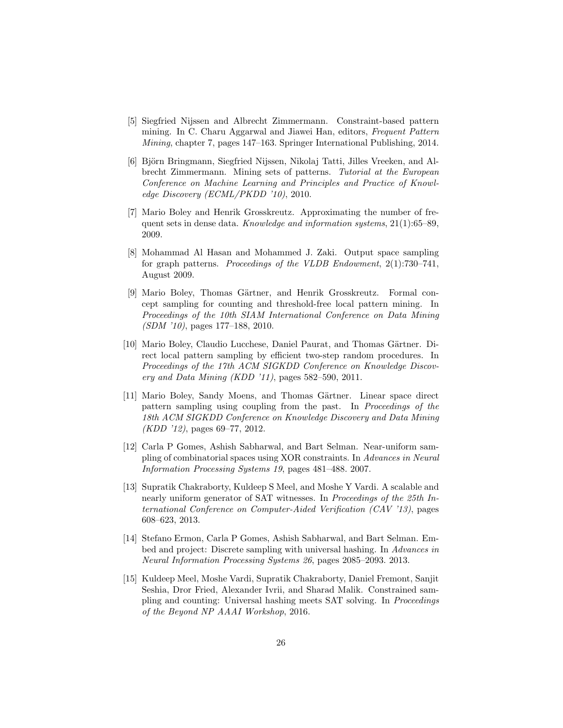[5] Siegfried Nijssen and Albrecht Zimmermann. Constraint-based pattern mining. In C. Charu Aggarwal and Jiawei Han, editors, *Frequent Pattern Mining*, chapter 7, pages 147–163. Springer International Publishing, 2014.

[6] Björn Bringmann, Siegfried Nijssen, Nikolaj Tatti, Jilles Vreeken, and Albrecht Zimmermann. Mining sets of patterns. *Tutorial at the European Conference on Machine Learning and Principles and Practice of Knowledge Discovery (ECML/PKDD '10)*, 2010.

[7] Mario Boley and Henrik Grosskreutz. Approximating the number of frequent sets in dense data. *Knowledge and information systems*, 21(1):65–89, 2009.

[8] Mohammad Al Hasan and Mohammed J. Zaki. Output space sampling for graph patterns. *Proceedings of the VLDB Endowment*, 2(1):730–741, August 2009.

[9] Mario Boley, Thomas Gärtner, and Henrik Grosskreutz. Formal concept sampling for counting and threshold-free local pattern mining. In *Proceedings of the 10th SIAM International Conference on Data Mining (SDM '10)*, pages 177–188, 2010.

[10] Mario Boley, Claudio Lucchese, Daniel Paurat, and Thomas Gärtner. Direct local pattern sampling by efficient two-step random procedures. In *Proceedings of the 17th ACM SIGKDD Conference on Knowledge Discovery and Data Mining (KDD '11)*, pages 582–590, 2011.

[11] Mario Boley, Sandy Moens, and Thomas Gärtner. Linear space direct pattern sampling using coupling from the past. In *Proceedings of the 18th ACM SIGKDD Conference on Knowledge Discovery and Data Mining (KDD '12)*, pages 69–77, 2012.

[12] Carla P Gomes, Ashish Sabharwal, and Bart Selman. Near-uniform sampling of combinatorial spaces using XOR constraints. In *Advances in Neural Information Processing Systems 19*, pages 481–488. 2007.

[13] Supratik Chakraborty, Kuldeep S Meel, and Moshe Y Vardi. A scalable and nearly uniform generator of SAT witnesses. In *Proceedings of the 25th International Conference on Computer-Aided Verification (CAV '13)*, pages 608–623, 2013.

[14] Stefano Ermon, Carla P Gomes, Ashish Sabharwal, and Bart Selman. Embed and project: Discrete sampling with universal hashing. In *Advances in Neural Information Processing Systems 26*, pages 2085–2093. 2013.

[15] Kuldeep Meel, Moshe Vardi, Supratik Chakraborty, Daniel Fremont, Sanjit Seshia, Dror Fried, Alexander Ivrii, and Sharad Malik. Constrained sampling and counting: Universal hashing meets SAT solving. In *Proceedings of the Beyond NP AAAI Workshop*, 2016.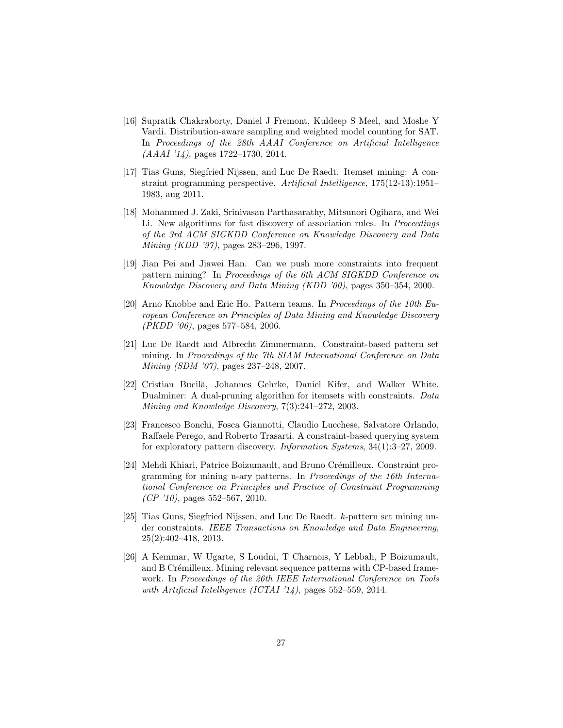[16] Supratik Chakraborty, Daniel J Fremont, Kuldeep S Meel, and Moshe Y Vardi. Distribution-aware sampling and weighted model counting for SAT. In *Proceedings of the 28th AAAI Conference on Artificial Intelligence (AAAI '14)*, pages 1722–1730, 2014.

[17] Tias Guns, Siegfried Nijssen, and Luc De Raedt. Itemset mining: A constraint programming perspective. *Artificial Intelligence*, 175(12-13):1951–1983, aug 2011.

[18] Mohammed J. Zaki, Srinivasan Parthasarathy, Mitsunori Ogihara, and Wei Li. New algorithms for fast discovery of association rules. In *Proceedings of the 3rd ACM SIGKDD Conference on Knowledge Discovery and Data Mining (KDD '97)*, pages 283–296, 1997.

[19] Jian Pei and Jiawei Han. Can we push more constraints into frequent pattern mining? In *Proceedings of the 6th ACM SIGKDD Conference on Knowledge Discovery and Data Mining (KDD '00)*, pages 350–354, 2000.

[20] Arno Knobbe and Eric Ho. Pattern teams. In *Proceedings of the 10th European Conference on Principles of Data Mining and Knowledge Discovery (PKDD '06)*, pages 577–584, 2006.

[21] Luc De Raedt and Albrecht Zimmermann. Constraint-based pattern set mining. In *Proceedings of the 7th SIAM International Conference on Data Mining (SDM '07)*, pages 237–248, 2007.

[22] Cristian Bucilă, Johannes Gehrke, Daniel Kifer, and Walker White. Dualminer: A dual-pruning algorithm for itemsets with constraints. *Data Mining and Knowledge Discovery*, 7(3):241–272, 2003.

[23] Francesco Bonchi, Fosca Giannotti, Claudio Lucchese, Salvatore Orlando, Raffaele Perego, and Roberto Trasarti. A constraint-based querying system for exploratory pattern discovery. *Information Systems*, 34(1):3–27, 2009.

[24] Mehdi Khiari, Patrice Boizumault, and Bruno Crémilleux. Constraint programming for mining n-ary patterns. In *Proceedings of the 16th International Conference on Principles and Practice of Constraint Programming (CP '10)*, pages 552–567, 2010.

[25] Tias Guns, Siegfried Nijssen, and Luc De Raedt. $k$-pattern set mining under constraints. *IEEE Transactions on Knowledge and Data Engineering*, 25(2):402–418, 2013.

[26] A Kemmar, W Ugarte, S Loudni, T Charnois, Y Lebbah, P Boizumault, and B Crémilleux. Mining relevant sequence patterns with CP-based framework. In *Proceedings of the 26th IEEE International Conference on Tools with Artificial Intelligence (ICTAI '14)*, pages 552–559, 2014.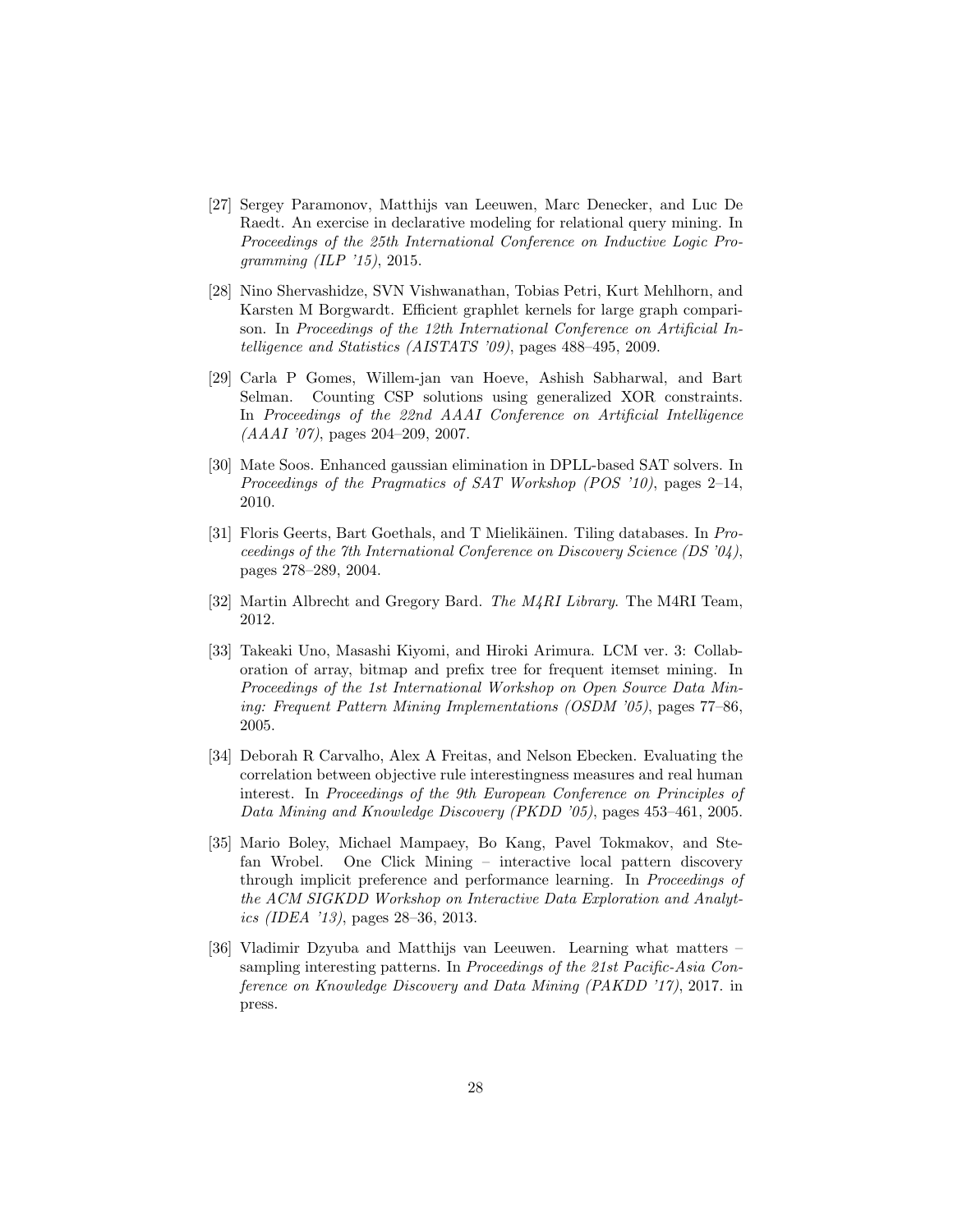[27] Sergey Paramonov, Matthijs van Leeuwen, Marc Denecker, and Luc De Raedt. An exercise in declarative modeling for relational query mining. In *Proceedings of the 25th International Conference on Inductive Logic Programming (ILP '15)*, 2015.

[28] Nino Shervashidze, SVN Vishwanathan, Tobias Petri, Kurt Mehlhorn, and Karsten M Borgwardt. Efficient graphlet kernels for large graph comparison. In *Proceedings of the 12th International Conference on Artificial Intelligence and Statistics (AISTATS '09)*, pages 488–495, 2009.

[29] Carla P Gomes, Willem-jan van Hoeve, Ashish Sabharwal, and Bart Selman. Counting CSP solutions using generalized XOR constraints. In *Proceedings of the 22nd AAAI Conference on Artificial Intelligence (AAAI '07)*, pages 204–209, 2007.

[30] Mate Soos. Enhanced gaussian elimination in DPLL-based SAT solvers. In *Proceedings of the Pragmatics of SAT Workshop (POS '10)*, pages 2–14, 2010.

[31] Floris Geerts, Bart Goethals, and T Mielikäinen. Tiling databases. In *Proceedings of the 7th International Conference on Discovery Science (DS '04)*, pages 278–289, 2004.

[32] Martin Albrecht and Gregory Bard. *The M4RI Library*. The M4RI Team, 2012.

[33] Takeaki Uno, Masashi Kiyomi, and Hiroki Arimura. LCM ver. 3: Collaboration of array, bitmap and prefix tree for frequent itemset mining. In *Proceedings of the 1st International Workshop on Open Source Data Mining: Frequent Pattern Mining Implementations (OSDM '05)*, pages 77–86, 2005.

[34] Deborah R Carvalho, Alex A Freitas, and Nelson Ebecken. Evaluating the correlation between objective rule interestingness measures and real human interest. In *Proceedings of the 9th European Conference on Principles of Data Mining and Knowledge Discovery (PKDD '05)*, pages 453–461, 2005.

[35] Mario Boley, Michael Mampaey, Bo Kang, Pavel Tokmakov, and Stefan Wrobel. One Click Mining – interactive local pattern discovery through implicit preference and performance learning. In *Proceedings of the ACM SIGKDD Workshop on Interactive Data Exploration and Analytics (IDEA '13)*, pages 28–36, 2013.

[36] Vladimir Dzyuba and Matthijs van Leeuwen. Learning what matters – sampling interesting patterns. In *Proceedings of the 21st Pacific-Asia Conference on Knowledge Discovery and Data Mining (PAKDD '17)*, 2017. in press.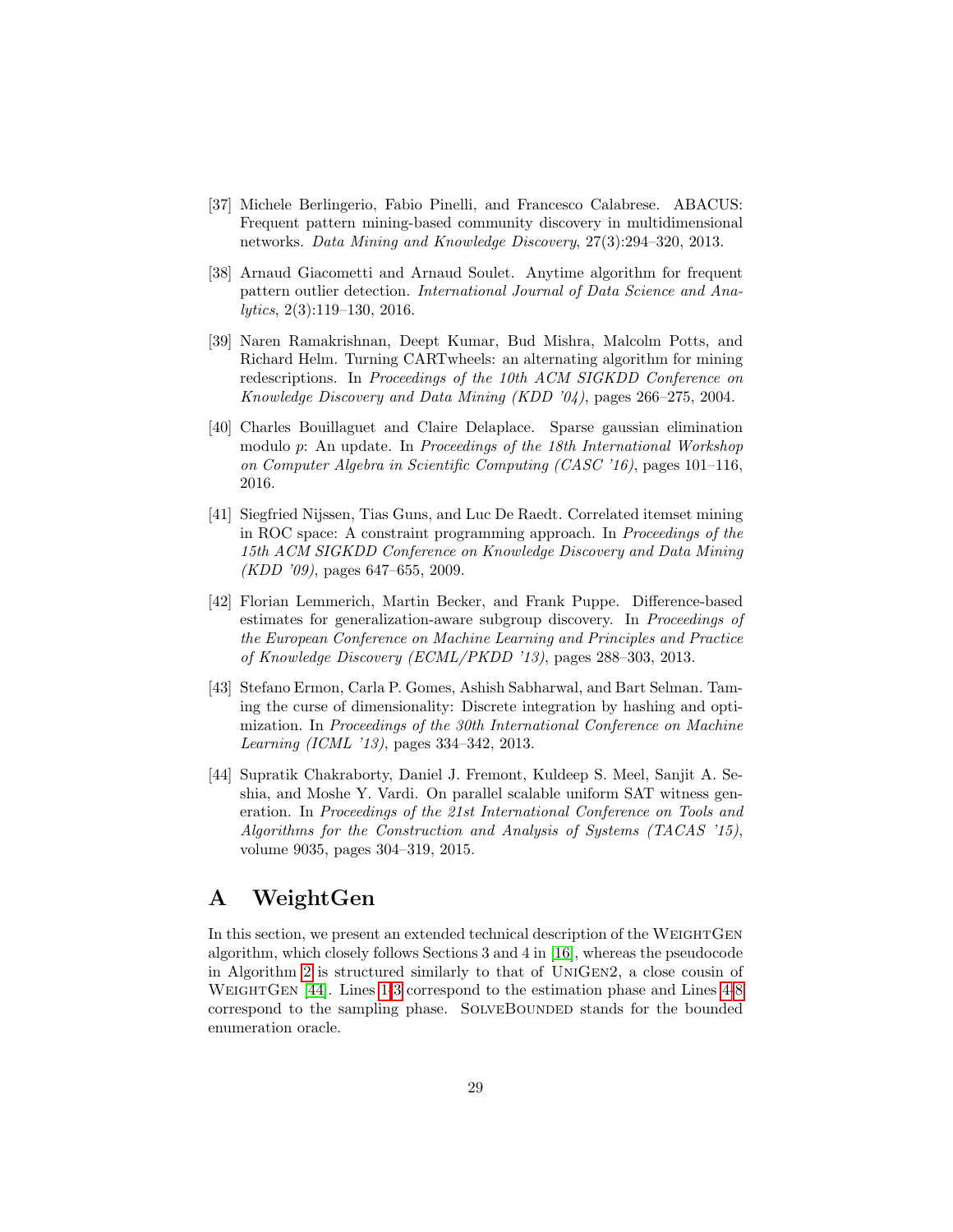[37] Michele Berlingerio, Fabio Pinelli, and Francesco Calabrese. ABACUS: Frequent pattern mining-based community discovery in multidimensional networks. *Data Mining and Knowledge Discovery*, 27(3):294–320, 2013.

[38] Arnaud Giacometti and Arnaud Soulet. Anytime algorithm for frequent pattern outlier detection. *International Journal of Data Science and Analytics*, 2(3):119–130, 2016.

[39] Naren Ramakrishnan, Deept Kumar, Bud Mishra, Malcolm Potts, and Richard Helm. Turning CARTwheels: an alternating algorithm for mining redescriptions. In *Proceedings of the 10th ACM SIGKDD Conference on Knowledge Discovery and Data Mining (KDD '04)*, pages 266–275, 2004.

[40] Charles Bouillaguet and Claire Delaplace. Sparse gaussian elimination modulo $p$: An update. In *Proceedings of the 18th International Workshop on Computer Algebra in Scientific Computing (CASC '16)*, pages 101–116, 2016.

[41] Siegfried Nijssen, Tias Guns, and Luc De Raedt. Correlated itemset mining in ROC space: A constraint programming approach. In *Proceedings of the 15th ACM SIGKDD Conference on Knowledge Discovery and Data Mining (KDD '09)*, pages 647–655, 2009.

[42] Florian Lemmerich, Martin Becker, and Frank Puppe. Difference-based estimates for generalization-aware subgroup discovery. In *Proceedings of the European Conference on Machine Learning and Principles and Practice of Knowledge Discovery (ECML/PKDD '13)*, pages 288–303, 2013.

[43] Stefano Ermon, Carla P. Gomes, Ashish Sabharwal, and Bart Selman. Taming the curse of dimensionality: Discrete integration by hashing and optimization. In *Proceedings of the 30th International Conference on Machine Learning (ICML '13)*, pages 334–342, 2013.

[44] Supratik Chakraborty, Daniel J. Fremont, Kuldeep S. Meel, Sanjit A. Seshia, and Moshe Y. Vardi. On parallel scalable uniform SAT witness generation. In *Proceedings of the 21st International Conference on Tools and Algorithms for the Construction and Analysis of Systems (TACAS '15)*, volume 9035, pages 304–319, 2015.

# A WeightGen

In this section, we present an extended technical description of the WeightGen algorithm, which closely follows Sections 3 and 4 in [16], whereas the pseudocode in Algorithm 2 is structured similarly to that of UniGen2, a close cousin of WeightGen [44]. Lines 1-3 correspond to the estimation phase and Lines 4-8 correspond to the sampling phase. SolveBounded stands for the bounded enumeration oracle.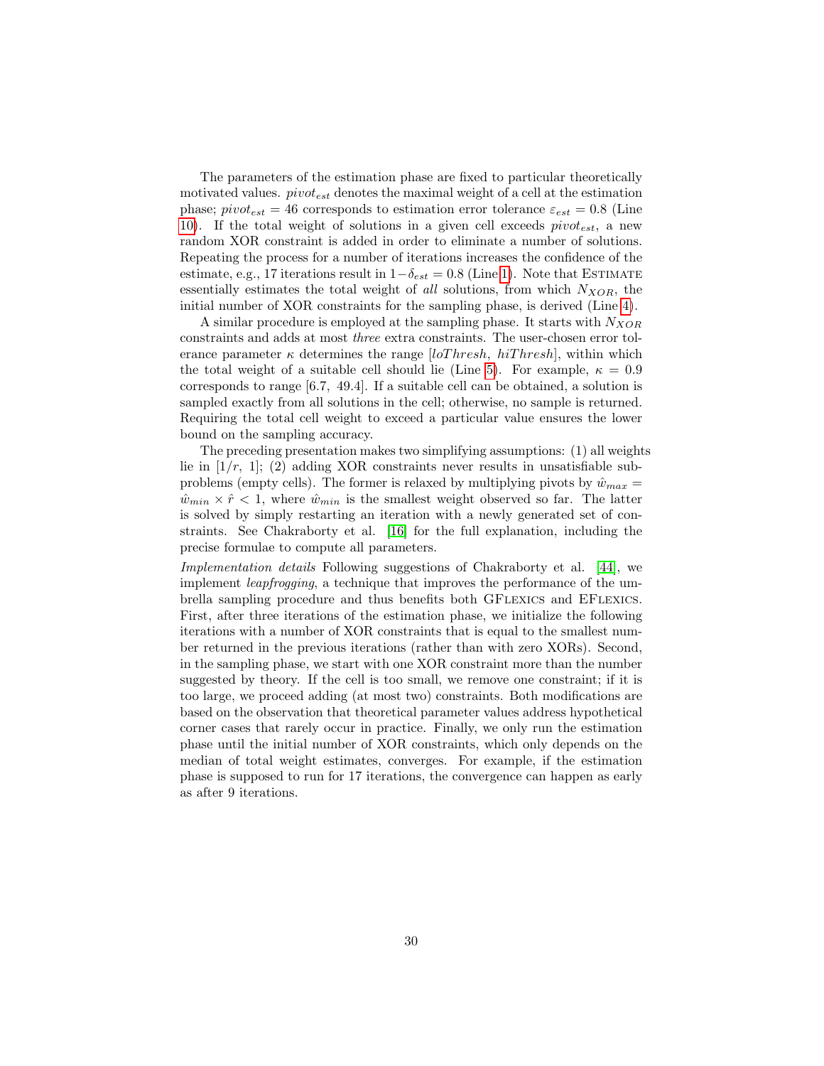The parameters of the estimation phase are fixed to particular theoretically motivated values. $pivot_{est}$ denotes the maximal weight of a cell at the estimation phase; $pivot_{est} = 46$ corresponds to estimation error tolerance $\varepsilon_{est} = 0.8$ (Line 10). If the total weight of solutions in a given cell exceeds $pivot_{est}$, a new random XOR constraint is added in order to eliminate a number of solutions. Repeating the process for a number of iterations increases the confidence of the estimate, e.g., 17 iterations result in $1 - \delta_{est} = 0.8$ (Line 1). Note that Estimate essentially estimates the total weight of *all* solutions, from which $N_{XOR}$, the initial number of XOR constraints for the sampling phase, is derived (Line 4).

A similar procedure is employed at the sampling phase. It starts with $N_{XOR}$ constraints and adds at most *three* extra constraints. The user-chosen error tolerance parameter $\kappa$ determines the range $[loThresh,\ hiThresh]$, within which the total weight of a suitable cell should lie (Line 5). For example, $\kappa = 0.9$ corresponds to range $[6.7,\ 49.4]$. If a suitable cell can be obtained, a solution is sampled exactly from all solutions in the cell; otherwise, no sample is returned. Requiring the total cell weight to exceed a particular value ensures the lower bound on the sampling accuracy.

The preceding presentation makes two simplifying assumptions: (1) all weights lie in $[1/r,\ 1]$; (2) adding XOR constraints never results in unsatisfiable subproblems (empty cells). The former is relaxed by multiplying pivots by $\hat{w}_{max} = \hat{w}_{min} \times \hat{r} < 1$, where $\hat{w}_{min}$ is the smallest weight observed so far. The latter is solved by simply restarting an iteration with a newly generated set of constraints. See Chakraborty et al. [16] for the full explanation, including the precise formulae to compute all parameters.

*Implementation details* Following suggestions of Chakraborty et al. [44], we implement *leapfrogging*, a technique that improves the performance of the umbrella sampling procedure and thus benefits both GFlexics and EFlexics. First, after three iterations of the estimation phase, we initialize the following iterations with a number of XOR constraints that is equal to the smallest number returned in the previous iterations (rather than with zero XORs). Second, in the sampling phase, we start with one XOR constraint more than the number suggested by theory. If the cell is too small, we remove one constraint; if it is too large, we proceed adding (at most two) constraints. Both modifications are based on the observation that theoretical parameter values address hypothetical corner cases that rarely occur in practice. Finally, we only run the estimation phase until the initial number of XOR constraints, which only depends on the median of total weight estimates, converges. For example, if the estimation phase is supposed to run for 17 iterations, the convergence can happen as early as after 9 iterations.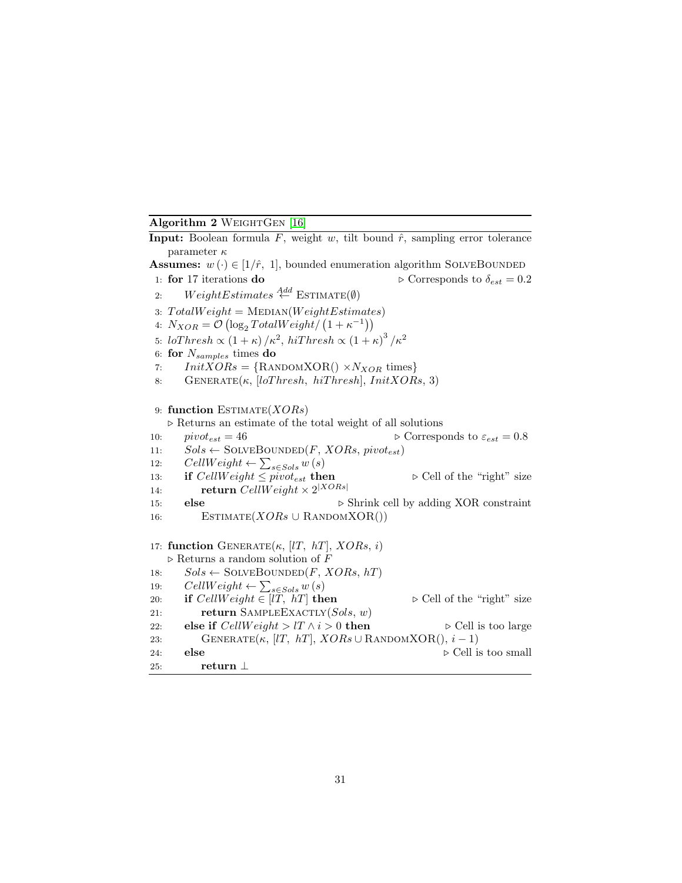**Algorithm 2** WeightGen [16]

**Input:** Boolean formula $F$, weight $w$, tilt bound $\hat{r}$, sampling error tolerance parameter $\kappa$

**Assumes:** $w(\cdot) \in [1/\hat{r},\ 1]$, bounded enumeration algorithm SolveBounded

```
 1: for 17 iterations do                                   ▷ Corresponds to δ_est = 0.2
 2:     WeightEstimates ←(Add) Estimate(∅)
 3: TotalWeight = Median(WeightEstimates)
 4: N_XOR = O(log_2 TotalWeight/(1 + κ^{-1}))
 5: loThresh ∝ (1 + κ)/κ^2, hiThresh ∝ (1 + κ)^3/κ^2
 6: for N_samples times do
 7:     InitXORs = {RandomXOR() × N_XOR times}
 8:     Generate(κ, [loThresh, hiThresh], InitXORs, 3)

 9: function Estimate(XORs)
    ▷ Returns an estimate of the total weight of all solutions
10:     pivot_est = 46                                      ▷ Corresponds to ε_est = 0.8
11:     Sols ← SolveBounded(F, XORs, pivot_est)
12:     CellWeight ← Σ_{s∈Sols} w(s)
13:     if CellWeight ≤ pivot_est then                      ▷ Cell of the "right" size
14:         return CellWeight × 2^{|XORs|}
15:     else                                                ▷ Shrink cell by adding XOR constraint
16:         Estimate(XORs ∪ RandomXOR())

17: function Generate(κ, [lT, hT], XORs, i)
    ▷ Returns a random solution of F
18:     Sols ← SolveBounded(F, XORs, hT)
19:     CellWeight ← Σ_{s∈Sols} w(s)
20:     if CellWeight ∈ [lT, hT] then                       ▷ Cell of the "right" size
21:         return SampleExactly(Sols, w)
22:     else if CellWeight > lT ∧ i > 0 then                ▷ Cell is too large
23:         Generate(κ, [lT, hT], XORs ∪ RandomXOR(), i − 1)
24:     else                                                ▷ Cell is too small
25:         return ⊥
```